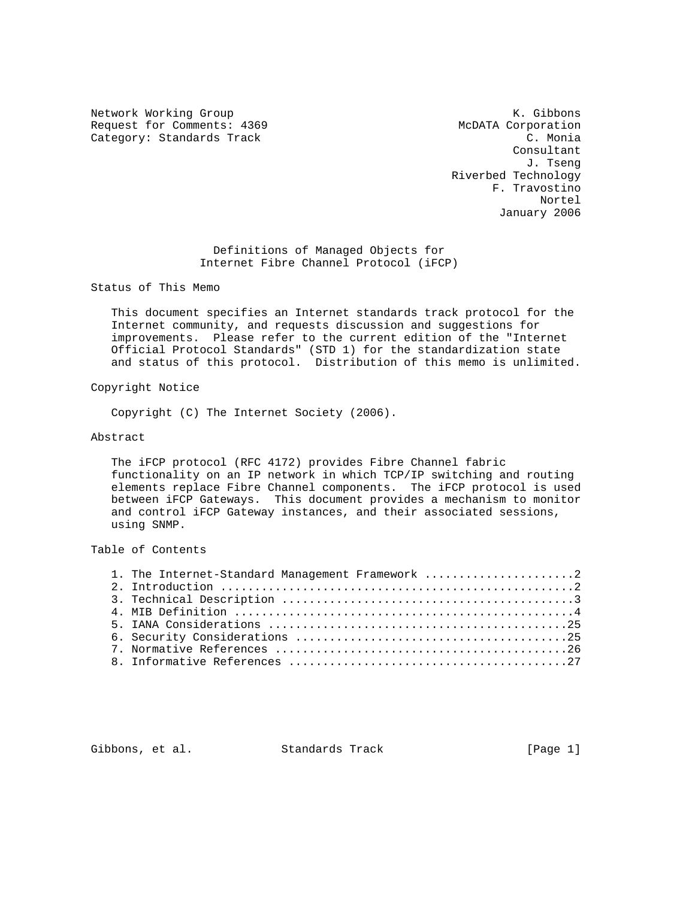Network Working Group                                         K. Gibbons
Request for Comments: 4369                           McDATA Corporation
Category: Standards Track                                       C. Monia
                                                              Consultant
                                                                J. Tseng
                                                     Riverbed Technology
                                                           F. Travostino
                                                                  Nortel
                                                            January 2006

# Definitions of Managed Objects for Internet Fibre Channel Protocol (iFCP)

## Status of This Memo

This document specifies an Internet standards track protocol for the Internet community, and requests discussion and suggestions for improvements. Please refer to the current edition of the "Internet Official Protocol Standards" (STD 1) for the standardization state and status of this protocol. Distribution of this memo is unlimited.

## Copyright Notice

Copyright (C) The Internet Society (2006).

## Abstract

The iFCP protocol (RFC 4172) provides Fibre Channel fabric functionality on an IP network in which TCP/IP switching and routing elements replace Fibre Channel components. The iFCP protocol is used between iFCP Gateways. This document provides a mechanism to monitor and control iFCP Gateway instances, and their associated sessions, using SNMP.

## Table of Contents

1. The Internet-Standard Management Framework ......................2
2. Introduction ....................................................2
3. Technical Description ...........................................3
4. MIB Definition ..................................................4
5. IANA Considerations ............................................25
6. Security Considerations ........................................25
7. Normative References ...........................................26
8. Informative References .........................................27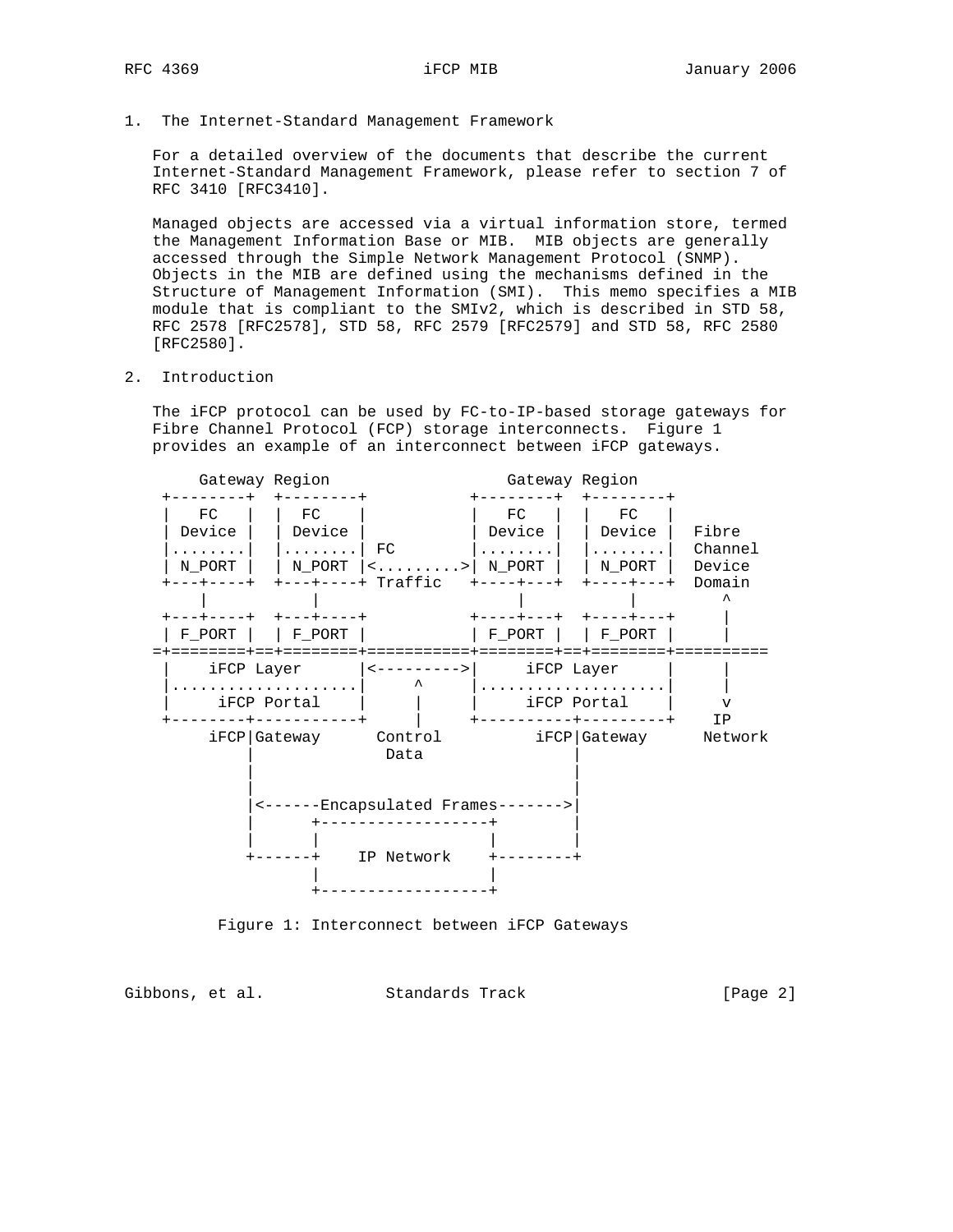## 1. The Internet-Standard Management Framework

For a detailed overview of the documents that describe the current Internet-Standard Management Framework, please refer to section 7 of RFC 3410 [RFC3410].

Managed objects are accessed via a virtual information store, termed the Management Information Base or MIB. MIB objects are generally accessed through the Simple Network Management Protocol (SNMP). Objects in the MIB are defined using the mechanisms defined in the Structure of Management Information (SMI). This memo specifies a MIB module that is compliant to the SMIv2, which is described in STD 58, RFC 2578 [RFC2578], STD 58, RFC 2579 [RFC2579] and STD 58, RFC 2580 [RFC2580].

## 2. Introduction

The iFCP protocol can be used by FC-to-IP-based storage gateways for Fibre Channel Protocol (FCP) storage interconnects. Figure 1 provides an example of an interconnect between iFCP gateways.

```
     Gateway Region                    Gateway Region
 +--------+  +--------+           +--------+  +--------+
 |   FC   |  |   FC   |           |   FC   |  |   FC   |
 | Device |  | Device |           | Device |  | Device |  Fibre
 |........|  |........| FC        |........|  |........|  Channel
 | N_PORT |  | N_PORT |<.........>| N_PORT |  | N_PORT |  Device
 +---+----+  +---+----+ Traffic   +----+---+  +----+---+  Domain
     |           |                     |           |        ^
 +---+----+  +---+----+           +----+---+  +----+---+    |
 | F_PORT |  | F_PORT |           | F_PORT |  | F_PORT |    |
=+========+==+========+===========+========+==+========+==========
 |     iFCP Layer     |<--------->|     iFCP Layer     |    |
 |....................|     ^     |....................|    |
 |     iFCP Portal    |     |     |     iFCP Portal    |    v
 +---------+----------+     |     +----------+---------+   IP
       iFCP|Gateway      Control         iFCP|Gateway      Network
           |               Data              |
           |                                 |
           |                                 |
           |<------Encapsulated Frames------->|
           |      +------------------+       |
           |      |                  |       |
           +------+    IP Network    +--------+
                  |                  |
                  +------------------+
```

Figure 1: Interconnect between iFCP Gateways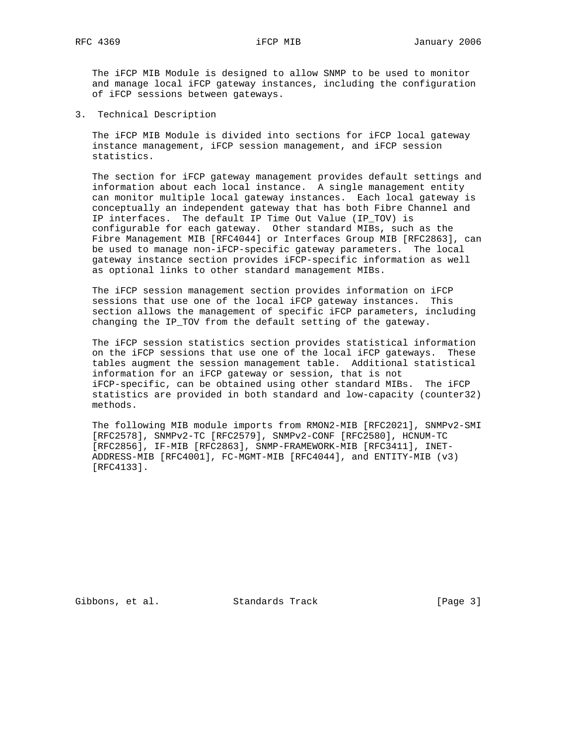The iFCP MIB Module is designed to allow SNMP to be used to monitor and manage local iFCP gateway instances, including the configuration of iFCP sessions between gateways.

## 3. Technical Description

The iFCP MIB Module is divided into sections for iFCP local gateway instance management, iFCP session management, and iFCP session statistics.

The section for iFCP gateway management provides default settings and information about each local instance. A single management entity can monitor multiple local gateway instances. Each local gateway is conceptually an independent gateway that has both Fibre Channel and IP interfaces. The default IP Time Out Value (IP_TOV) is configurable for each gateway. Other standard MIBs, such as the Fibre Management MIB [RFC4044] or Interfaces Group MIB [RFC2863], can be used to manage non-iFCP-specific gateway parameters. The local gateway instance section provides iFCP-specific information as well as optional links to other standard management MIBs.

The iFCP session management section provides information on iFCP sessions that use one of the local iFCP gateway instances. This section allows the management of specific iFCP parameters, including changing the IP_TOV from the default setting of the gateway.

The iFCP session statistics section provides statistical information on the iFCP sessions that use one of the local iFCP gateways. These tables augment the session management table. Additional statistical information for an iFCP gateway or session, that is not iFCP-specific, can be obtained using other standard MIBs. The iFCP statistics are provided in both standard and low-capacity (counter32) methods.

The following MIB module imports from RMON2-MIB [RFC2021], SNMPv2-SMI [RFC2578], SNMPv2-TC [RFC2579], SNMPv2-CONF [RFC2580], HCNUM-TC [RFC2856], IF-MIB [RFC2863], SNMP-FRAMEWORK-MIB [RFC3411], INET-ADDRESS-MIB [RFC4001], FC-MGMT-MIB [RFC4044], and ENTITY-MIB (v3) [RFC4133].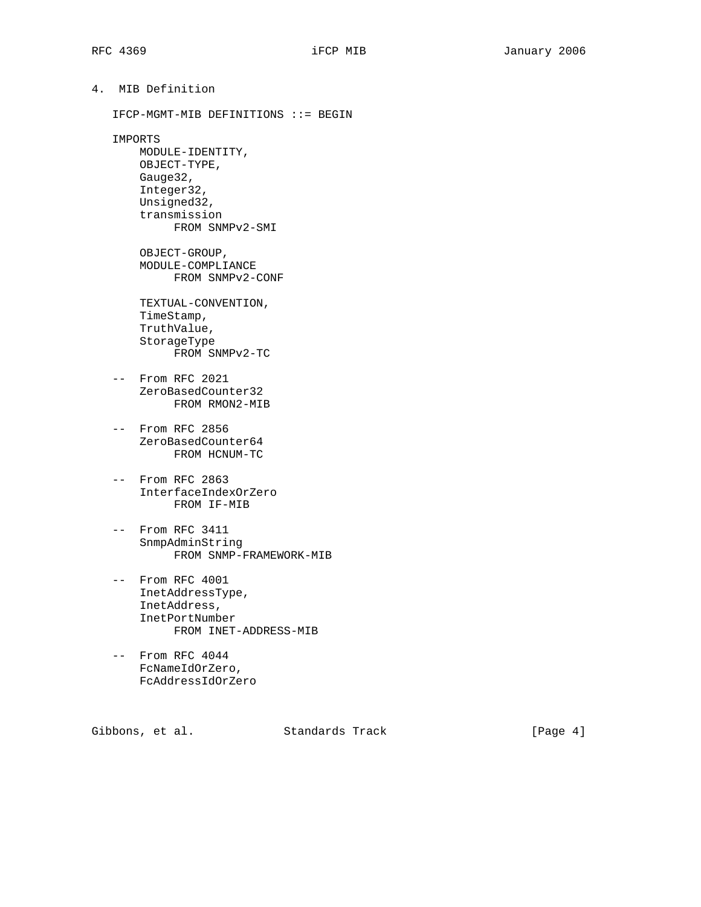## 4. MIB Definition

```
   IFCP-MGMT-MIB DEFINITIONS ::= BEGIN

   IMPORTS
       MODULE-IDENTITY,
       OBJECT-TYPE,
       Gauge32,
       Integer32,
       Unsigned32,
       transmission
            FROM SNMPv2-SMI

       OBJECT-GROUP,
       MODULE-COMPLIANCE
            FROM SNMPv2-CONF

       TEXTUAL-CONVENTION,
       TimeStamp,
       TruthValue,
       StorageType
            FROM SNMPv2-TC

   -- From RFC 2021
       ZeroBasedCounter32
            FROM RMON2-MIB

   -- From RFC 2856
       ZeroBasedCounter64
            FROM HCNUM-TC

   -- From RFC 2863
       InterfaceIndexOrZero
            FROM IF-MIB

   -- From RFC 3411
       SnmpAdminString
            FROM SNMP-FRAMEWORK-MIB

   -- From RFC 4001
       InetAddressType,
       InetAddress,
       InetPortNumber
            FROM INET-ADDRESS-MIB

   -- From RFC 4044
       FcNameIdOrZero,
       FcAddressIdOrZero
```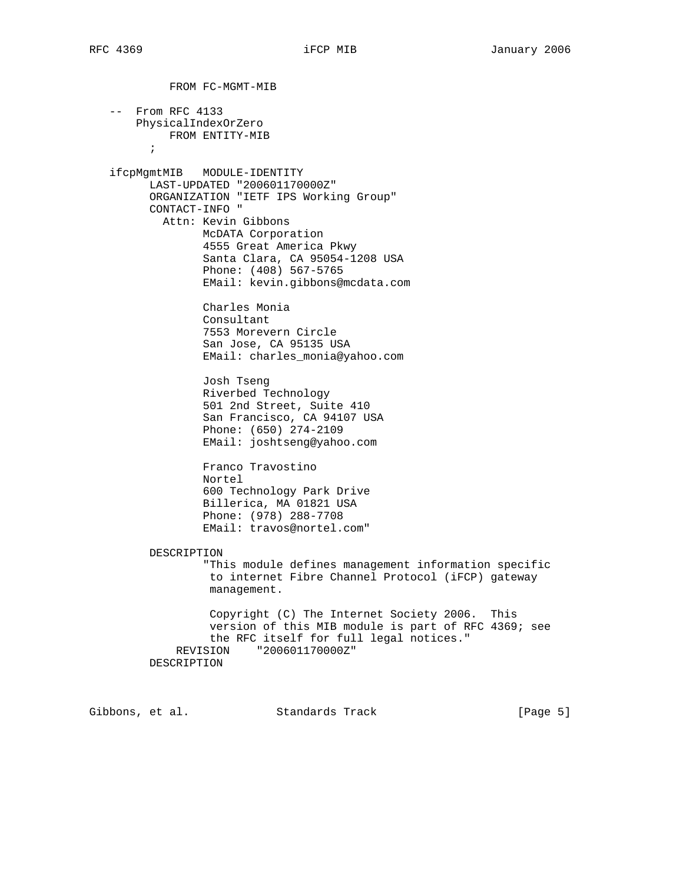```
            FROM FC-MGMT-MIB

    --  From RFC 4133
        PhysicalIndexOrZero
            FROM ENTITY-MIB
          ;

   ifcpMgmtMIB   MODULE-IDENTITY
         LAST-UPDATED "200601170000Z"
         ORGANIZATION "IETF IPS Working Group"
         CONTACT-INFO "
           Attn: Kevin Gibbons
                 McDATA Corporation
                 4555 Great America Pkwy
                 Santa Clara, CA 95054-1208 USA
                 Phone: (408) 567-5765
                 EMail: kevin.gibbons@mcdata.com

                 Charles Monia
                 Consultant
                 7553 Morevern Circle
                 San Jose, CA 95135 USA
                 EMail: charles_monia@yahoo.com

                 Josh Tseng
                 Riverbed Technology
                 501 2nd Street, Suite 410
                 San Francisco, CA 94107 USA
                 Phone: (650) 274-2109
                 EMail: joshtseng@yahoo.com

                 Franco Travostino
                 Nortel
                 600 Technology Park Drive
                 Billerica, MA 01821 USA
                 Phone: (978) 288-7708
                 EMail: travos@nortel.com"

         DESCRIPTION
                 "This module defines management information specific
                  to internet Fibre Channel Protocol (iFCP) gateway
                  management.

                  Copyright (C) The Internet Society 2006.  This
                  version of this MIB module is part of RFC 4369; see
                  the RFC itself for full legal notices."
             REVISION    "200601170000Z"
         DESCRIPTION
```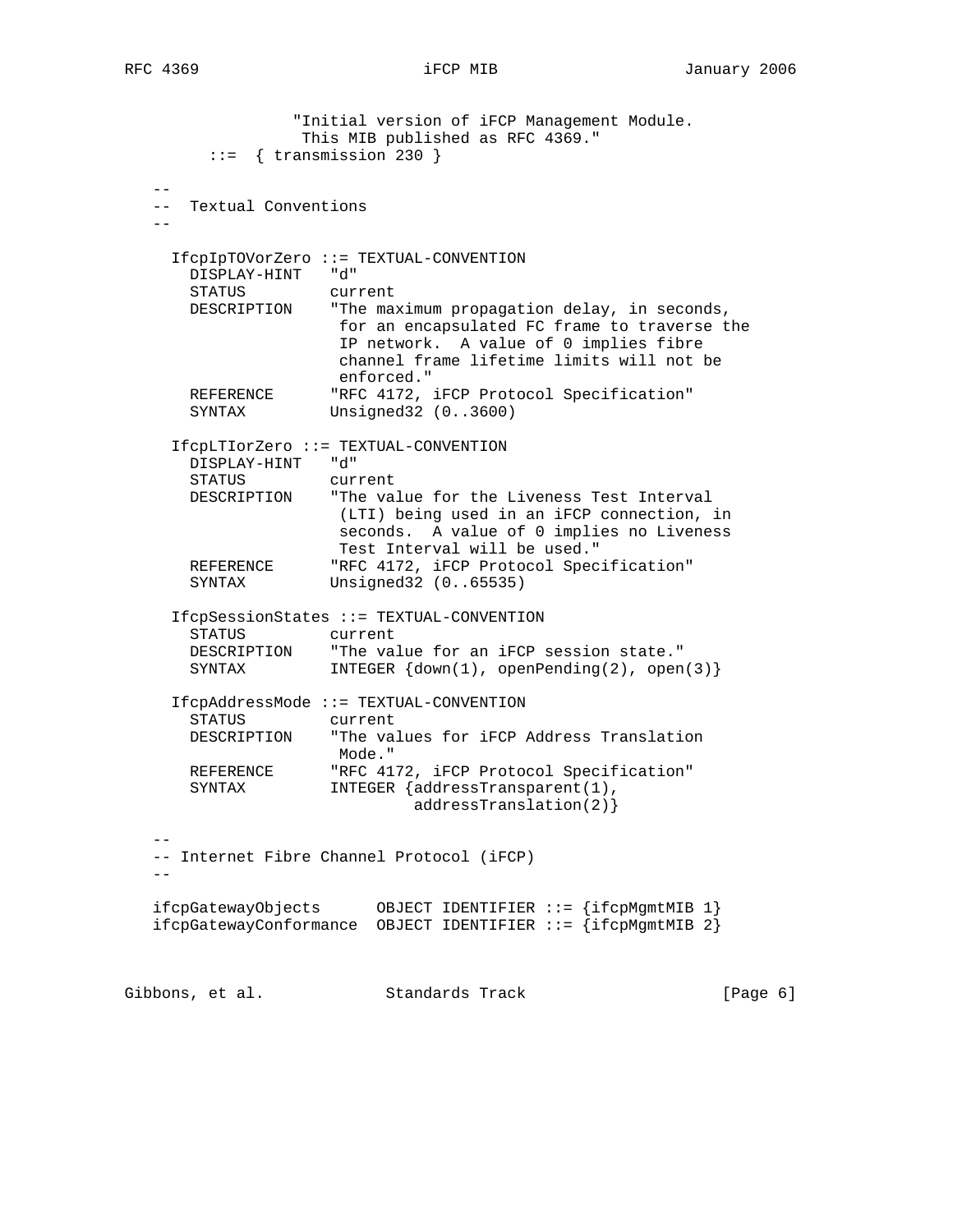```
                 "Initial version of iFCP Management Module.
                  This MIB published as RFC 4369."
        ::=  { transmission 230 }

   --
   --  Textual Conventions
   --

      IfcpIpTOVorZero ::= TEXTUAL-CONVENTION
        DISPLAY-HINT   "d"
        STATUS         current
        DESCRIPTION    "The maximum propagation delay, in seconds,
                        for an encapsulated FC frame to traverse the
                        IP network.  A value of 0 implies fibre
                        channel frame lifetime limits will not be
                        enforced."
        REFERENCE      "RFC 4172, iFCP Protocol Specification"
        SYNTAX         Unsigned32 (0..3600)

      IfcpLTIorZero ::= TEXTUAL-CONVENTION
        DISPLAY-HINT   "d"
        STATUS         current
        DESCRIPTION    "The value for the Liveness Test Interval
                        (LTI) being used in an iFCP connection, in
                        seconds.  A value of 0 implies no Liveness
                        Test Interval will be used."
        REFERENCE      "RFC 4172, iFCP Protocol Specification"
        SYNTAX         Unsigned32 (0..65535)

      IfcpSessionStates ::= TEXTUAL-CONVENTION
        STATUS         current
        DESCRIPTION    "The value for an iFCP session state."
        SYNTAX         INTEGER {down(1), openPending(2), open(3)}

      IfcpAddressMode ::= TEXTUAL-CONVENTION
        STATUS         current
        DESCRIPTION    "The values for iFCP Address Translation
                        Mode."
        REFERENCE      "RFC 4172, iFCP Protocol Specification"
        SYNTAX         INTEGER {addressTransparent(1),
                                 addressTranslation(2)}

   --
   -- Internet Fibre Channel Protocol (iFCP)
   --

   ifcpGatewayObjects      OBJECT IDENTIFIER ::= {ifcpMgmtMIB 1}
   ifcpGatewayConformance  OBJECT IDENTIFIER ::= {ifcpMgmtMIB 2}
```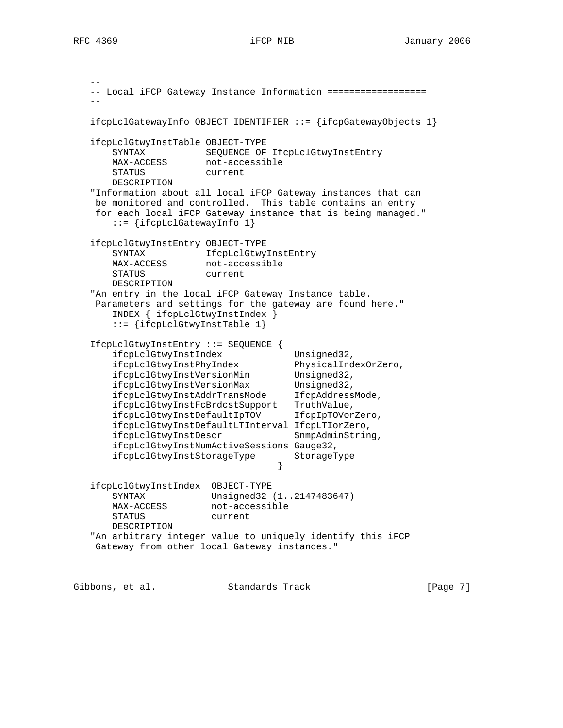```
   --
   -- Local iFCP Gateway Instance Information ==================
   --

   ifcpLclGatewayInfo OBJECT IDENTIFIER ::= {ifcpGatewayObjects 1}

   ifcpLclGtwyInstTable OBJECT-TYPE
       SYNTAX           SEQUENCE OF IfcpLclGtwyInstEntry
       MAX-ACCESS       not-accessible
       STATUS           current
       DESCRIPTION
   "Information about all local iFCP Gateway instances that can
    be monitored and controlled.  This table contains an entry
    for each local iFCP Gateway instance that is being managed."
       ::= {ifcpLclGatewayInfo 1}

   ifcpLclGtwyInstEntry OBJECT-TYPE
       SYNTAX           IfcpLclGtwyInstEntry
       MAX-ACCESS       not-accessible
       STATUS           current
       DESCRIPTION
   "An entry in the local iFCP Gateway Instance table.
    Parameters and settings for the gateway are found here."
       INDEX { ifcpLclGtwyInstIndex }
       ::= {ifcpLclGtwyInstTable 1}

   IfcpLclGtwyInstEntry ::= SEQUENCE {
       ifcpLclGtwyInstIndex             Unsigned32,
       ifcpLclGtwyInstPhyIndex          PhysicalIndexOrZero,
       ifcpLclGtwyInstVersionMin        Unsigned32,
       ifcpLclGtwyInstVersionMax        Unsigned32,
       ifcpLclGtwyInstAddrTransMode     IfcpAddressMode,
       ifcpLclGtwyInstFcBrdcstSupport   TruthValue,
       ifcpLclGtwyInstDefaultIpTOV      IfcpIpTOVorZero,
       ifcpLclGtwyInstDefaultLTInterval IfcpLTIorZero,
       ifcpLclGtwyInstDescr             SnmpAdminString,
       ifcpLclGtwyInstNumActiveSessions Gauge32,
       ifcpLclGtwyInstStorageType       StorageType
                                     }

   ifcpLclGtwyInstIndex  OBJECT-TYPE
       SYNTAX            Unsigned32 (1..2147483647)
       MAX-ACCESS        not-accessible
       STATUS            current
       DESCRIPTION
   "An arbitrary integer value to uniquely identify this iFCP
    Gateway from other local Gateway instances."
```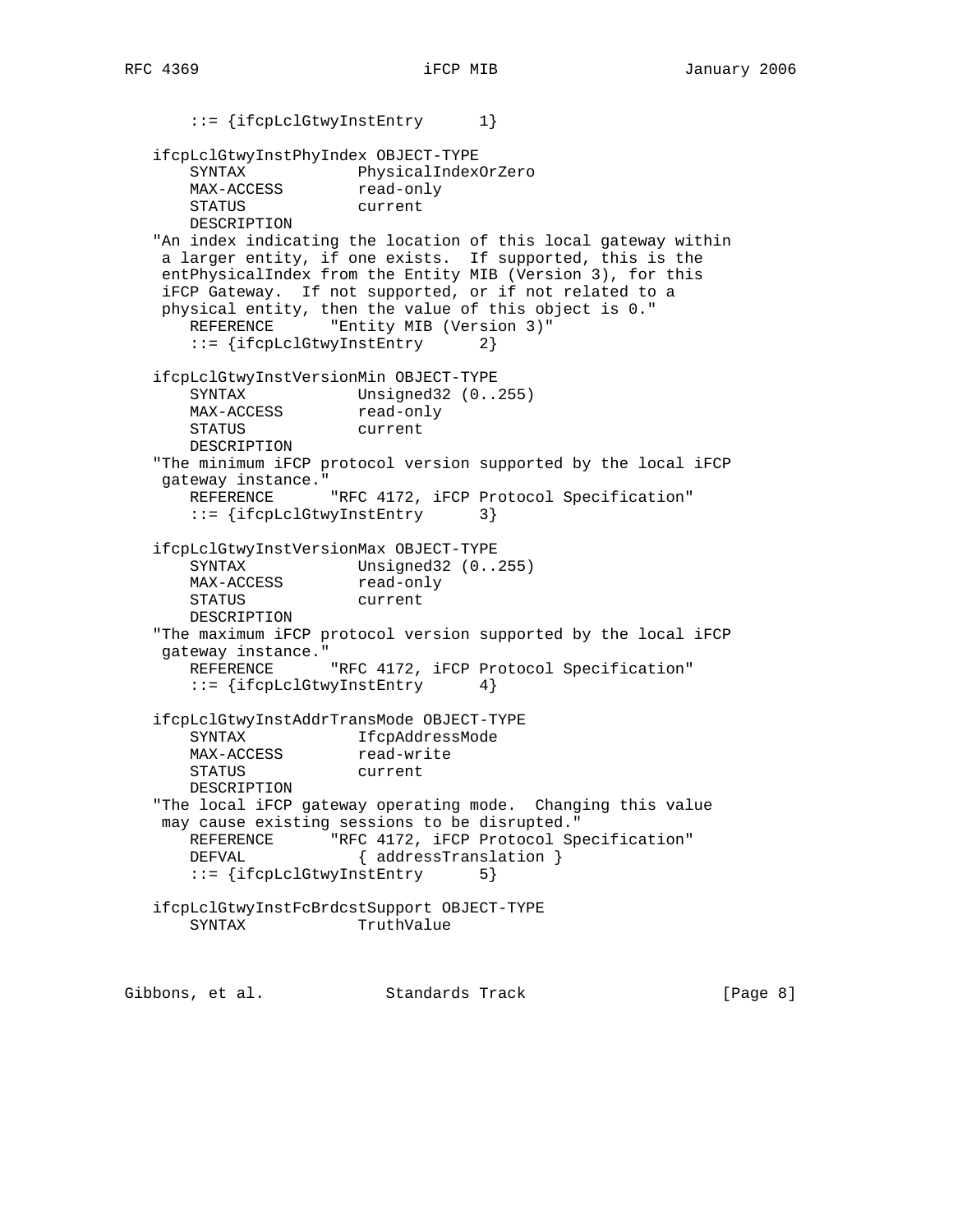```
       ::= {ifcpLclGtwyInstEntry      1}

   ifcpLclGtwyInstPhyIndex OBJECT-TYPE
       SYNTAX            PhysicalIndexOrZero
       MAX-ACCESS        read-only
       STATUS            current
       DESCRIPTION
   "An index indicating the location of this local gateway within
    a larger entity, if one exists.  If supported, this is the
    entPhysicalIndex from the Entity MIB (Version 3), for this
    iFCP Gateway.  If not supported, or if not related to a
    physical entity, then the value of this object is 0."
       REFERENCE      "Entity MIB (Version 3)"
       ::= {ifcpLclGtwyInstEntry      2}

   ifcpLclGtwyInstVersionMin OBJECT-TYPE
       SYNTAX            Unsigned32 (0..255)
       MAX-ACCESS        read-only
       STATUS            current
       DESCRIPTION
   "The minimum iFCP protocol version supported by the local iFCP
    gateway instance."
       REFERENCE      "RFC 4172, iFCP Protocol Specification"
       ::= {ifcpLclGtwyInstEntry      3}

   ifcpLclGtwyInstVersionMax OBJECT-TYPE
       SYNTAX            Unsigned32 (0..255)
       MAX-ACCESS        read-only
       STATUS            current
       DESCRIPTION
   "The maximum iFCP protocol version supported by the local iFCP
    gateway instance."
       REFERENCE      "RFC 4172, iFCP Protocol Specification"
       ::= {ifcpLclGtwyInstEntry      4}

   ifcpLclGtwyInstAddrTransMode OBJECT-TYPE
       SYNTAX            IfcpAddressMode
       MAX-ACCESS        read-write
       STATUS            current
       DESCRIPTION
   "The local iFCP gateway operating mode.  Changing this value
    may cause existing sessions to be disrupted."
       REFERENCE      "RFC 4172, iFCP Protocol Specification"
       DEFVAL            { addressTranslation }
       ::= {ifcpLclGtwyInstEntry      5}

   ifcpLclGtwyInstFcBrdcstSupport OBJECT-TYPE
       SYNTAX            TruthValue
```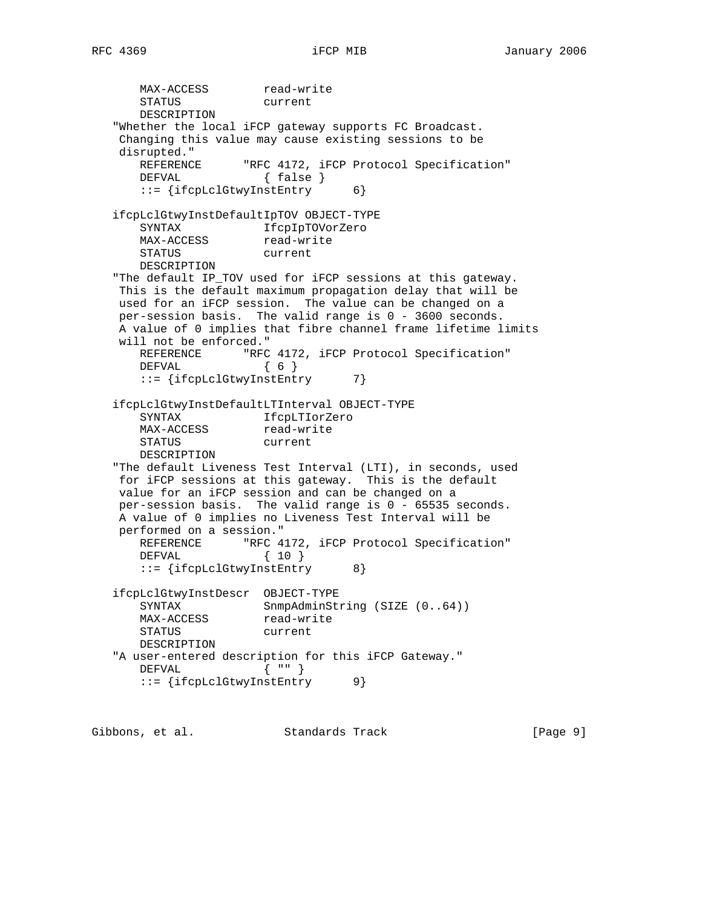```
       MAX-ACCESS        read-write
       STATUS            current
       DESCRIPTION
   "Whether the local iFCP gateway supports FC Broadcast.
    Changing this value may cause existing sessions to be
    disrupted."
       REFERENCE      "RFC 4172, iFCP Protocol Specification"
       DEFVAL            { false }
       ::= {ifcpLclGtwyInstEntry      6}

   ifcpLclGtwyInstDefaultIpTOV OBJECT-TYPE
       SYNTAX            IfcpIpTOVorZero
       MAX-ACCESS        read-write
       STATUS            current
       DESCRIPTION
   "The default IP_TOV used for iFCP sessions at this gateway.
    This is the default maximum propagation delay that will be
    used for an iFCP session.  The value can be changed on a
    per-session basis.  The valid range is 0 - 3600 seconds.
    A value of 0 implies that fibre channel frame lifetime limits
    will not be enforced."
       REFERENCE      "RFC 4172, iFCP Protocol Specification"
       DEFVAL            { 6 }
       ::= {ifcpLclGtwyInstEntry      7}

   ifcpLclGtwyInstDefaultLTInterval OBJECT-TYPE
       SYNTAX            IfcpLTIorZero
       MAX-ACCESS        read-write
       STATUS            current
       DESCRIPTION
   "The default Liveness Test Interval (LTI), in seconds, used
    for iFCP sessions at this gateway.  This is the default
    value for an iFCP session and can be changed on a
    per-session basis.  The valid range is 0 - 65535 seconds.
    A value of 0 implies no Liveness Test Interval will be
    performed on a session."
       REFERENCE      "RFC 4172, iFCP Protocol Specification"
       DEFVAL            { 10 }
       ::= {ifcpLclGtwyInstEntry      8}

   ifcpLclGtwyInstDescr  OBJECT-TYPE
       SYNTAX            SnmpAdminString (SIZE (0..64))
       MAX-ACCESS        read-write
       STATUS            current
       DESCRIPTION
   "A user-entered description for this iFCP Gateway."
       DEFVAL            { "" }
       ::= {ifcpLclGtwyInstEntry      9}
```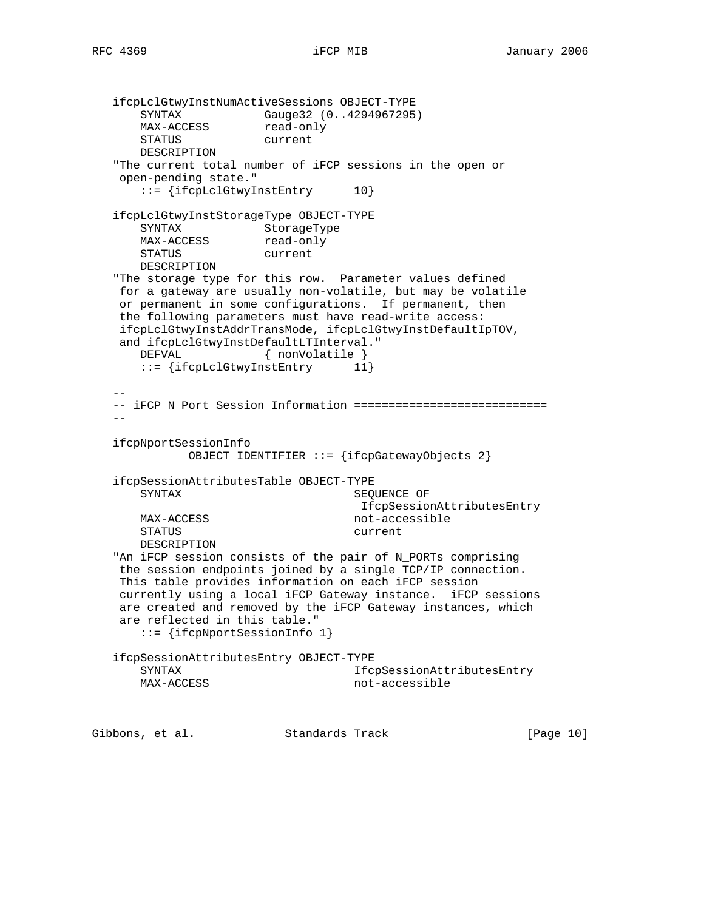```
   ifcpLclGtwyInstNumActiveSessions OBJECT-TYPE
       SYNTAX            Gauge32 (0..4294967295)
       MAX-ACCESS        read-only
       STATUS            current
       DESCRIPTION
   "The current total number of iFCP sessions in the open or
    open-pending state."
       ::= {ifcpLclGtwyInstEntry      10}

   ifcpLclGtwyInstStorageType OBJECT-TYPE
       SYNTAX            StorageType
       MAX-ACCESS        read-only
       STATUS            current
       DESCRIPTION
   "The storage type for this row.  Parameter values defined
    for a gateway are usually non-volatile, but may be volatile
    or permanent in some configurations.  If permanent, then
    the following parameters must have read-write access:
    ifcpLclGtwyInstAddrTransMode, ifcpLclGtwyInstDefaultIpTOV,
    and ifcpLclGtwyInstDefaultLTInterval."
       DEFVAL            { nonVolatile }
       ::= {ifcpLclGtwyInstEntry      11}

   --
   -- iFCP N Port Session Information ============================
   --

   ifcpNportSessionInfo
             OBJECT IDENTIFIER ::= {ifcpGatewayObjects 2}

   ifcpSessionAttributesTable OBJECT-TYPE
       SYNTAX                        SEQUENCE OF
                                      IfcpSessionAttributesEntry
       MAX-ACCESS                    not-accessible
       STATUS                        current
       DESCRIPTION
   "An iFCP session consists of the pair of N_PORTs comprising
    the session endpoints joined by a single TCP/IP connection.
    This table provides information on each iFCP session
    currently using a local iFCP Gateway instance.  iFCP sessions
    are created and removed by the iFCP Gateway instances, which
    are reflected in this table."
       ::= {ifcpNportSessionInfo 1}

   ifcpSessionAttributesEntry OBJECT-TYPE
       SYNTAX                        IfcpSessionAttributesEntry
       MAX-ACCESS                    not-accessible
```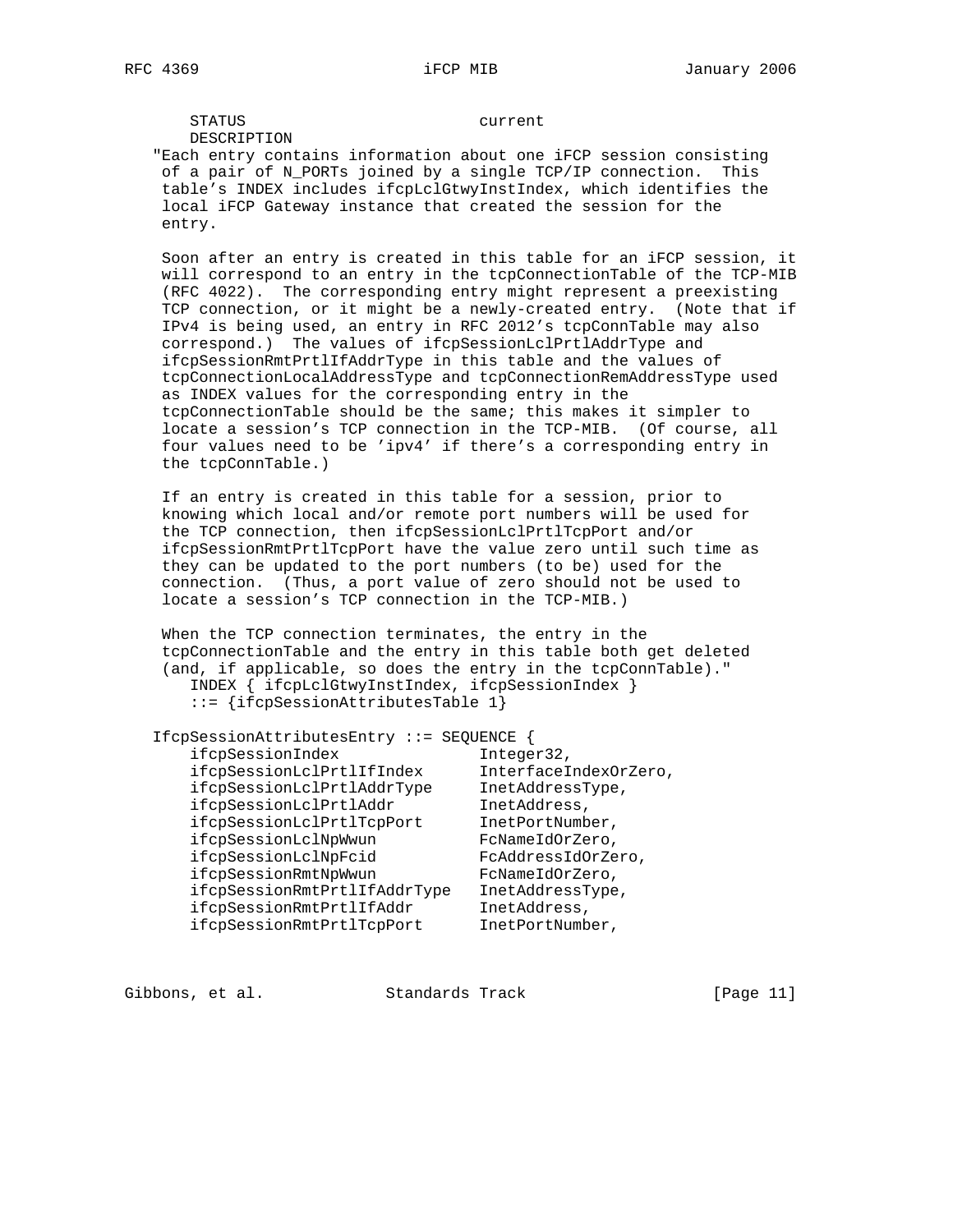```
       STATUS                      current
       DESCRIPTION
   "Each entry contains information about one iFCP session consisting
    of a pair of N_PORTs joined by a single TCP/IP connection.  This
    table's INDEX includes ifcpLclGtwyInstIndex, which identifies the
    local iFCP Gateway instance that created the session for the
    entry.

    Soon after an entry is created in this table for an iFCP session, it
    will correspond to an entry in the tcpConnectionTable of the TCP-MIB
    (RFC 4022).  The corresponding entry might represent a preexisting
    TCP connection, or it might be a newly-created entry.  (Note that if
    IPv4 is being used, an entry in RFC 2012's tcpConnTable may also
    correspond.)  The values of ifcpSessionLclPrtlAddrType and
    ifcpSessionRmtPrtlIfAddrType in this table and the values of
    tcpConnectionLocalAddressType and tcpConnectionRemAddressType used
    as INDEX values for the corresponding entry in the
    tcpConnectionTable should be the same; this makes it simpler to
    locate a session's TCP connection in the TCP-MIB.  (Of course, all
    four values need to be 'ipv4' if there's a corresponding entry in
    the tcpConnTable.)

    If an entry is created in this table for a session, prior to
    knowing which local and/or remote port numbers will be used for
    the TCP connection, then ifcpSessionLclPrtlTcpPort and/or
    ifcpSessionRmtPrtlTcpPort have the value zero until such time as
    they can be updated to the port numbers (to be) used for the
    connection.  (Thus, a port value of zero should not be used to
    locate a session's TCP connection in the TCP-MIB.)

    When the TCP connection terminates, the entry in the
    tcpConnectionTable and the entry in this table both get deleted
    (and, if applicable, so does the entry in the tcpConnTable)."
       INDEX { ifcpLclGtwyInstIndex, ifcpSessionIndex }
       ::= {ifcpSessionAttributesTable 1}

   IfcpSessionAttributesEntry ::= SEQUENCE {
       ifcpSessionIndex              Integer32,
       ifcpSessionLclPrtlIfIndex     InterfaceIndexOrZero,
       ifcpSessionLclPrtlAddrType    InetAddressType,
       ifcpSessionLclPrtlAddr        InetAddress,
       ifcpSessionLclPrtlTcpPort     InetPortNumber,
       ifcpSessionLclNpWwun          FcNameIdOrZero,
       ifcpSessionLclNpFcid          FcAddressIdOrZero,
       ifcpSessionRmtNpWwun          FcNameIdOrZero,
       ifcpSessionRmtPrtlIfAddrType  InetAddressType,
       ifcpSessionRmtPrtlIfAddr      InetAddress,
       ifcpSessionRmtPrtlTcpPort     InetPortNumber,
```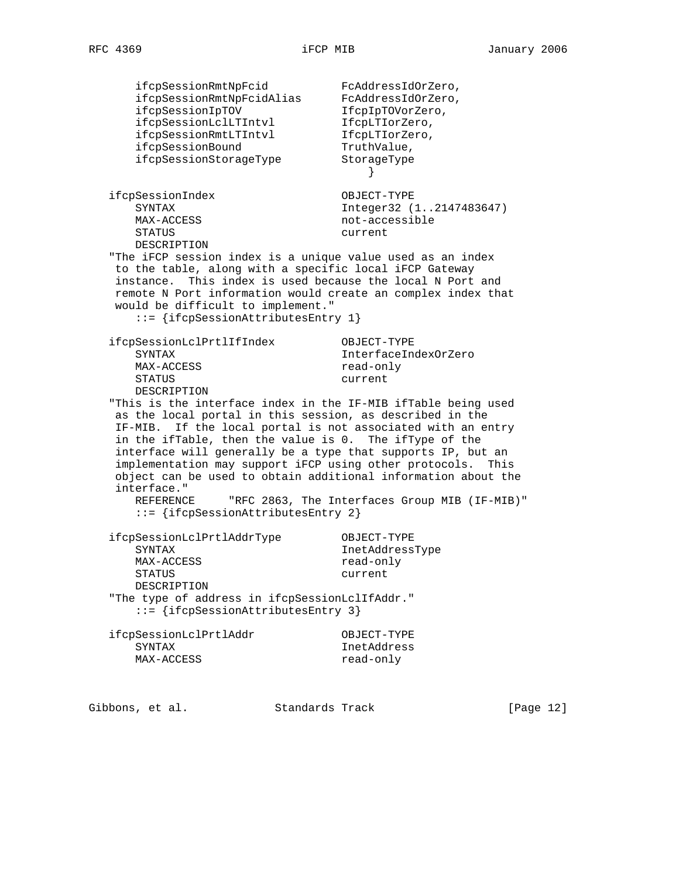```
      ifcpSessionRmtNpFcid          FcAddressIdOrZero,
      ifcpSessionRmtNpFcidAlias     FcAddressIdOrZero,
      ifcpSessionIpTOV              IfcpIpTOVorZero,
      ifcpSessionLclLTIntvl         IfcpLTIorZero,
      ifcpSessionRmtLTIntvl         IfcpLTIorZero,
      ifcpSessionBound              TruthValue,
      ifcpSessionStorageType        StorageType
                                        }

   ifcpSessionIndex                 OBJECT-TYPE
      SYNTAX                        Integer32 (1..2147483647)
      MAX-ACCESS                    not-accessible
      STATUS                        current
      DESCRIPTION
   "The iFCP session index is a unique value used as an index
    to the table, along with a specific local iFCP Gateway
    instance.  This index is used because the local N Port and
    remote N Port information would create an complex index that
    would be difficult to implement."
      ::= {ifcpSessionAttributesEntry 1}

   ifcpSessionLclPrtlIfIndex        OBJECT-TYPE
      SYNTAX                        InterfaceIndexOrZero
      MAX-ACCESS                    read-only
      STATUS                        current
      DESCRIPTION
   "This is the interface index in the IF-MIB ifTable being used
    as the local portal in this session, as described in the
    IF-MIB.  If the local portal is not associated with an entry
    in the ifTable, then the value is 0.  The ifType of the
    interface will generally be a type that supports IP, but an
    implementation may support iFCP using other protocols.  This
    object can be used to obtain additional information about the
    interface."
      REFERENCE     "RFC 2863, The Interfaces Group MIB (IF-MIB)"
      ::= {ifcpSessionAttributesEntry 2}

   ifcpSessionLclPrtlAddrType       OBJECT-TYPE
      SYNTAX                        InetAddressType
      MAX-ACCESS                    read-only
      STATUS                        current
      DESCRIPTION
   "The type of address in ifcpSessionLclIfAddr."
      ::= {ifcpSessionAttributesEntry 3}

   ifcpSessionLclPrtlAddr           OBJECT-TYPE
      SYNTAX                        InetAddress
      MAX-ACCESS                    read-only
```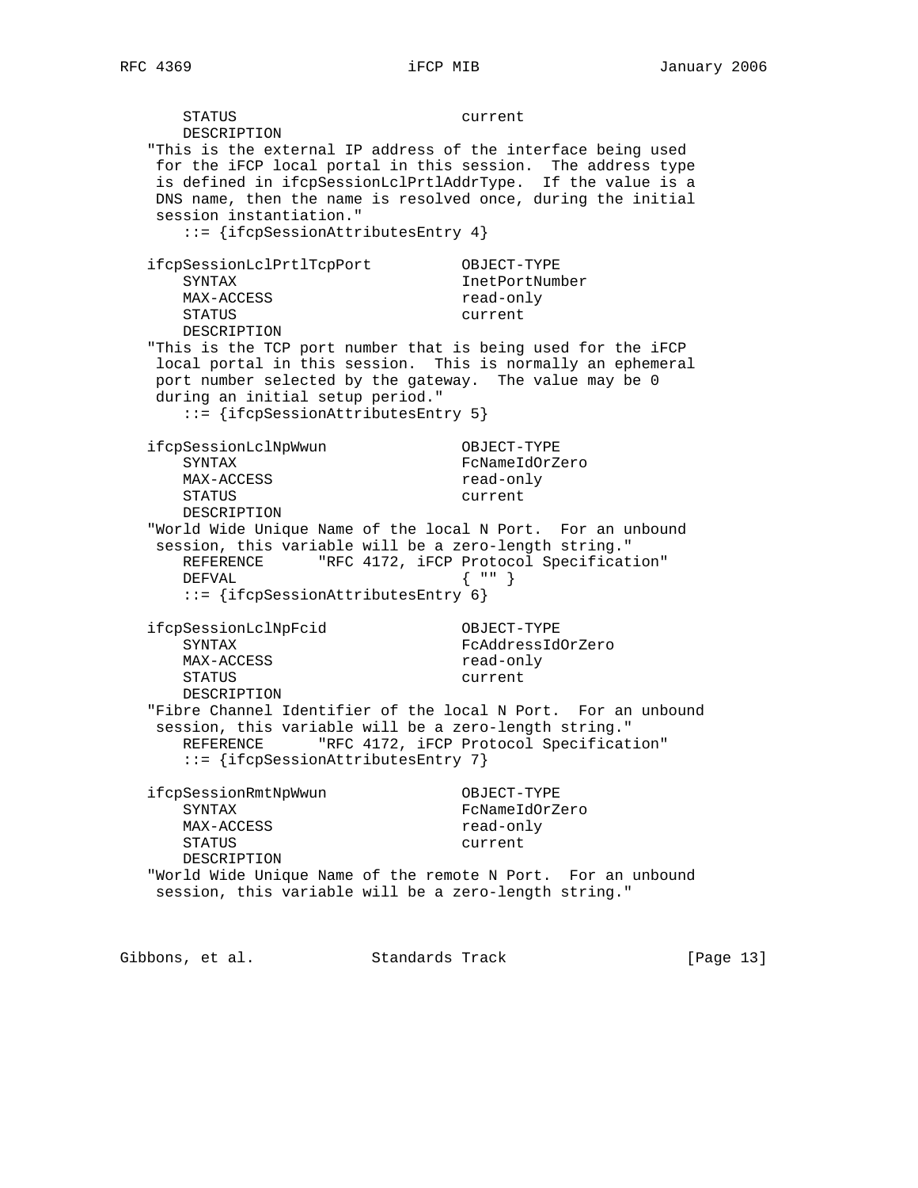```
       STATUS                         current
       DESCRIPTION
   "This is the external IP address of the interface being used
    for the iFCP local portal in this session.  The address type
    is defined in ifcpSessionLclPrtlAddrType.  If the value is a
    DNS name, then the name is resolved once, during the initial
    session instantiation."
       ::= {ifcpSessionAttributesEntry 4}

   ifcpSessionLclPrtlTcpPort          OBJECT-TYPE
       SYNTAX                         InetPortNumber
       MAX-ACCESS                     read-only
       STATUS                         current
       DESCRIPTION
   "This is the TCP port number that is being used for the iFCP
    local portal in this session.  This is normally an ephemeral
    port number selected by the gateway.  The value may be 0
    during an initial setup period."
       ::= {ifcpSessionAttributesEntry 5}

   ifcpSessionLclNpWwun               OBJECT-TYPE
       SYNTAX                         FcNameIdOrZero
       MAX-ACCESS                     read-only
       STATUS                         current
       DESCRIPTION
   "World Wide Unique Name of the local N Port.  For an unbound
    session, this variable will be a zero-length string."
       REFERENCE      "RFC 4172, iFCP Protocol Specification"
       DEFVAL                         { "" }
       ::= {ifcpSessionAttributesEntry 6}

   ifcpSessionLclNpFcid               OBJECT-TYPE
       SYNTAX                         FcAddressIdOrZero
       MAX-ACCESS                     read-only
       STATUS                         current
       DESCRIPTION
   "Fibre Channel Identifier of the local N Port.  For an unbound
    session, this variable will be a zero-length string."
       REFERENCE      "RFC 4172, iFCP Protocol Specification"
       ::= {ifcpSessionAttributesEntry 7}

   ifcpSessionRmtNpWwun               OBJECT-TYPE
       SYNTAX                         FcNameIdOrZero
       MAX-ACCESS                     read-only
       STATUS                         current
       DESCRIPTION
   "World Wide Unique Name of the remote N Port.  For an unbound
    session, this variable will be a zero-length string."
```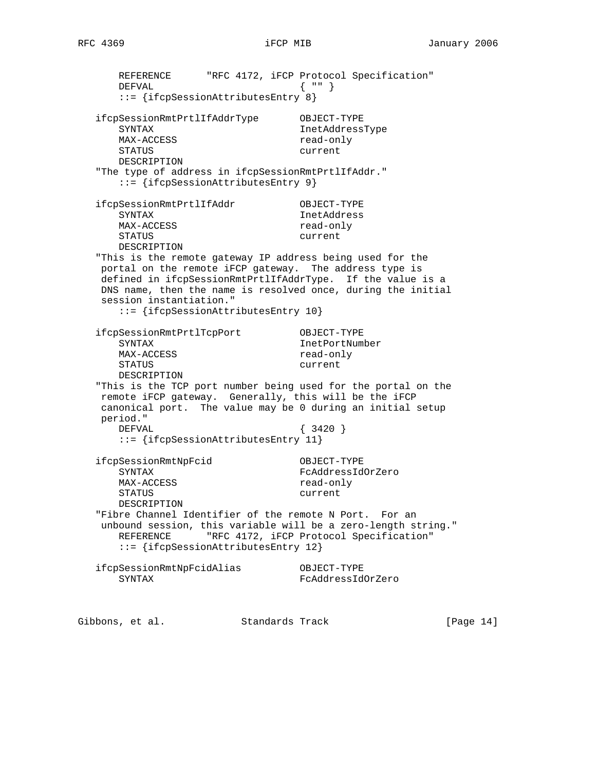```
       REFERENCE      "RFC 4172, iFCP Protocol Specification"
       DEFVAL                         { "" }
       ::= {ifcpSessionAttributesEntry 8}

   ifcpSessionRmtPrtlIfAddrType       OBJECT-TYPE
      SYNTAX                         InetAddressType
      MAX-ACCESS                     read-only
      STATUS                         current
      DESCRIPTION
   "The type of address in ifcpSessionRmtPrtlIfAddr."
       ::= {ifcpSessionAttributesEntry 9}

   ifcpSessionRmtPrtlIfAddr           OBJECT-TYPE
      SYNTAX                         InetAddress
      MAX-ACCESS                     read-only
      STATUS                         current
      DESCRIPTION
   "This is the remote gateway IP address being used for the
    portal on the remote iFCP gateway.  The address type is
    defined in ifcpSessionRmtPrtlIfAddrType.  If the value is a
    DNS name, then the name is resolved once, during the initial
    session instantiation."
       ::= {ifcpSessionAttributesEntry 10}

   ifcpSessionRmtPrtlTcpPort          OBJECT-TYPE
      SYNTAX                         InetPortNumber
      MAX-ACCESS                     read-only
      STATUS                         current
      DESCRIPTION
   "This is the TCP port number being used for the portal on the
    remote iFCP gateway.  Generally, this will be the iFCP
    canonical port.  The value may be 0 during an initial setup
    period."
       DEFVAL                         { 3420 }
       ::= {ifcpSessionAttributesEntry 11}

   ifcpSessionRmtNpFcid               OBJECT-TYPE
      SYNTAX                         FcAddressIdOrZero
      MAX-ACCESS                     read-only
      STATUS                         current
      DESCRIPTION
   "Fibre Channel Identifier of the remote N Port.  For an
    unbound session, this variable will be a zero-length string."
       REFERENCE      "RFC 4172, iFCP Protocol Specification"
       ::= {ifcpSessionAttributesEntry 12}

   ifcpSessionRmtNpFcidAlias          OBJECT-TYPE
      SYNTAX                         FcAddressIdOrZero
```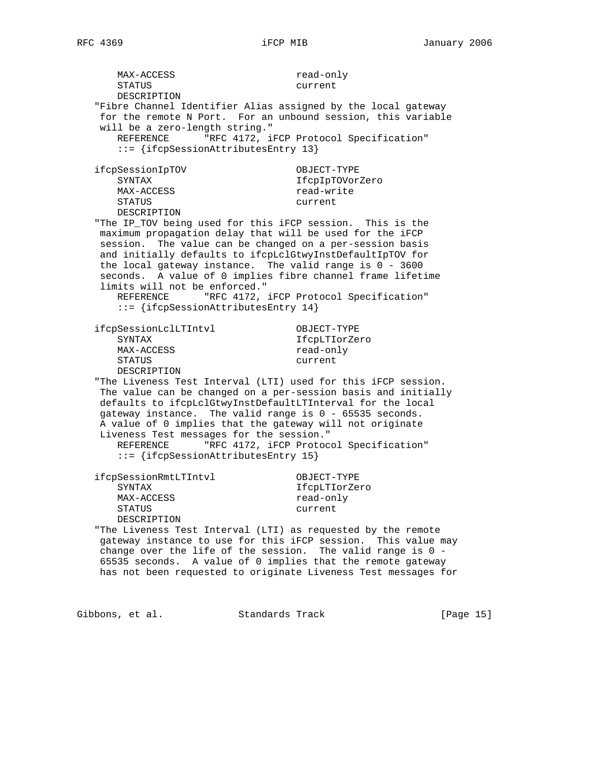```
      MAX-ACCESS                    read-only
      STATUS                        current
      DESCRIPTION
   "Fibre Channel Identifier Alias assigned by the local gateway
    for the remote N Port.  For an unbound session, this variable
    will be a zero-length string."
      REFERENCE      "RFC 4172, iFCP Protocol Specification"
      ::= {ifcpSessionAttributesEntry 13}

   ifcpSessionIpTOV                 OBJECT-TYPE
      SYNTAX                        IfcpIpTOVorZero
      MAX-ACCESS                    read-write
      STATUS                        current
      DESCRIPTION
   "The IP_TOV being used for this iFCP session.  This is the
    maximum propagation delay that will be used for the iFCP
    session.  The value can be changed on a per-session basis
    and initially defaults to ifcpLclGtwyInstDefaultIpTOV for
    the local gateway instance.  The valid range is 0 - 3600
    seconds.  A value of 0 implies fibre channel frame lifetime
    limits will not be enforced."
      REFERENCE      "RFC 4172, iFCP Protocol Specification"
      ::= {ifcpSessionAttributesEntry 14}

   ifcpSessionLclLTIntvl            OBJECT-TYPE
      SYNTAX                        IfcpLTIorZero
      MAX-ACCESS                    read-only
      STATUS                        current
      DESCRIPTION
   "The Liveness Test Interval (LTI) used for this iFCP session.
    The value can be changed on a per-session basis and initially
    defaults to ifcpLclGtwyInstDefaultLTInterval for the local
    gateway instance.  The valid range is 0 - 65535 seconds.
    A value of 0 implies that the gateway will not originate
    Liveness Test messages for the session."
      REFERENCE      "RFC 4172, iFCP Protocol Specification"
      ::= {ifcpSessionAttributesEntry 15}

   ifcpSessionRmtLTIntvl            OBJECT-TYPE
      SYNTAX                        IfcpLTIorZero
      MAX-ACCESS                    read-only
      STATUS                        current
      DESCRIPTION
   "The Liveness Test Interval (LTI) as requested by the remote
    gateway instance to use for this iFCP session.  This value may
    change over the life of the session.  The valid range is 0 -
    65535 seconds.  A value of 0 implies that the remote gateway
    has not been requested to originate Liveness Test messages for
```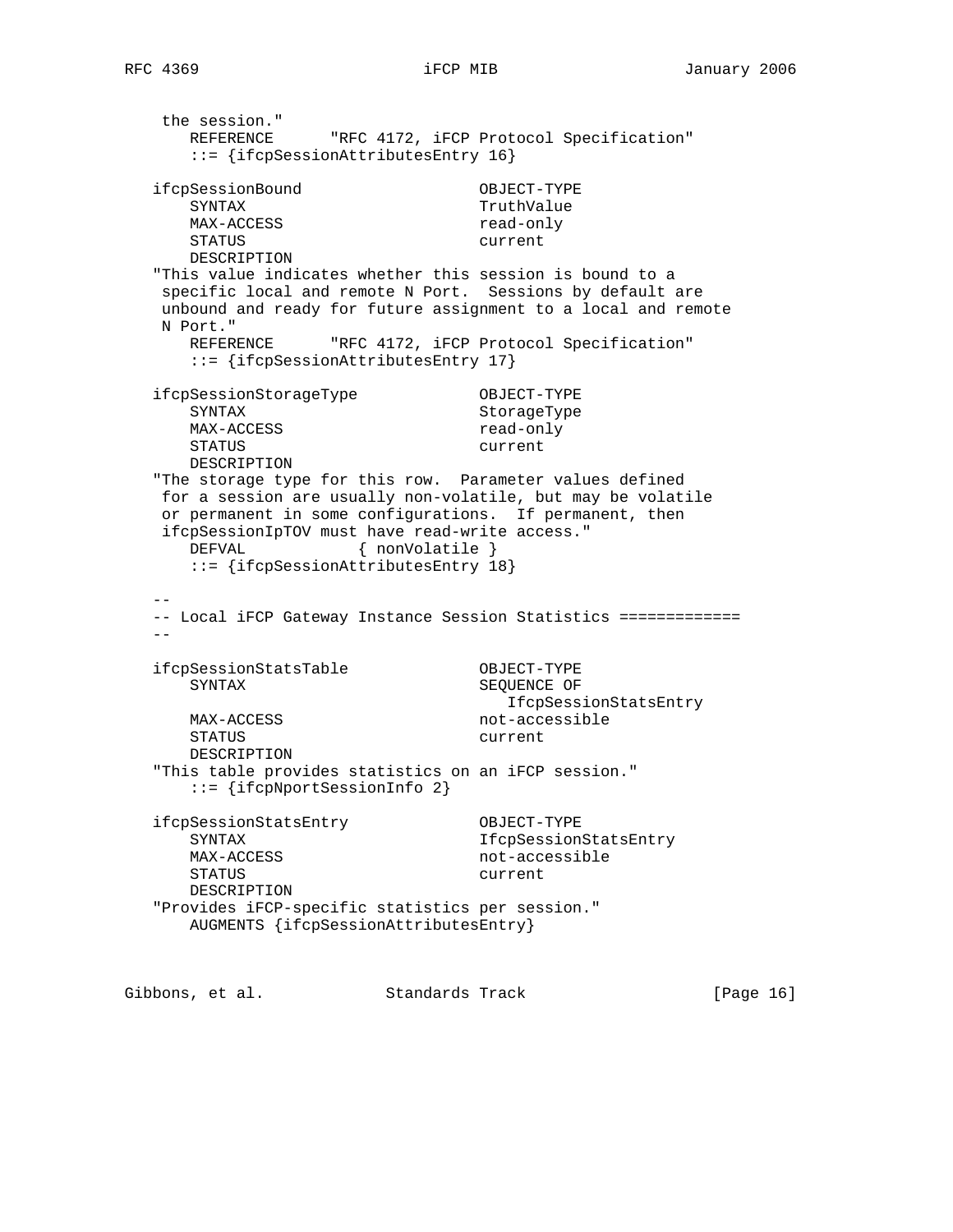```
    the session."
       REFERENCE      "RFC 4172, iFCP Protocol Specification"
       ::= {ifcpSessionAttributesEntry 16}

   ifcpSessionBound                   OBJECT-TYPE
       SYNTAX                         TruthValue
       MAX-ACCESS                     read-only
       STATUS                         current
       DESCRIPTION
   "This value indicates whether this session is bound to a
    specific local and remote N Port.  Sessions by default are
    unbound and ready for future assignment to a local and remote
    N Port."
       REFERENCE      "RFC 4172, iFCP Protocol Specification"
       ::= {ifcpSessionAttributesEntry 17}

   ifcpSessionStorageType             OBJECT-TYPE
       SYNTAX                         StorageType
       MAX-ACCESS                     read-only
       STATUS                         current
       DESCRIPTION
   "The storage type for this row.  Parameter values defined
    for a session are usually non-volatile, but may be volatile
    or permanent in some configurations.  If permanent, then
    ifcpSessionIpTOV must have read-write access."
       DEFVAL            { nonVolatile }
       ::= {ifcpSessionAttributesEntry 18}

   --
   -- Local iFCP Gateway Instance Session Statistics =============
   --

   ifcpSessionStatsTable              OBJECT-TYPE
       SYNTAX                         SEQUENCE OF
                                         IfcpSessionStatsEntry
       MAX-ACCESS                     not-accessible
       STATUS                         current
       DESCRIPTION
   "This table provides statistics on an iFCP session."
       ::= {ifcpNportSessionInfo 2}

   ifcpSessionStatsEntry              OBJECT-TYPE
       SYNTAX                         IfcpSessionStatsEntry
       MAX-ACCESS                     not-accessible
       STATUS                         current
       DESCRIPTION
   "Provides iFCP-specific statistics per session."
       AUGMENTS {ifcpSessionAttributesEntry}
```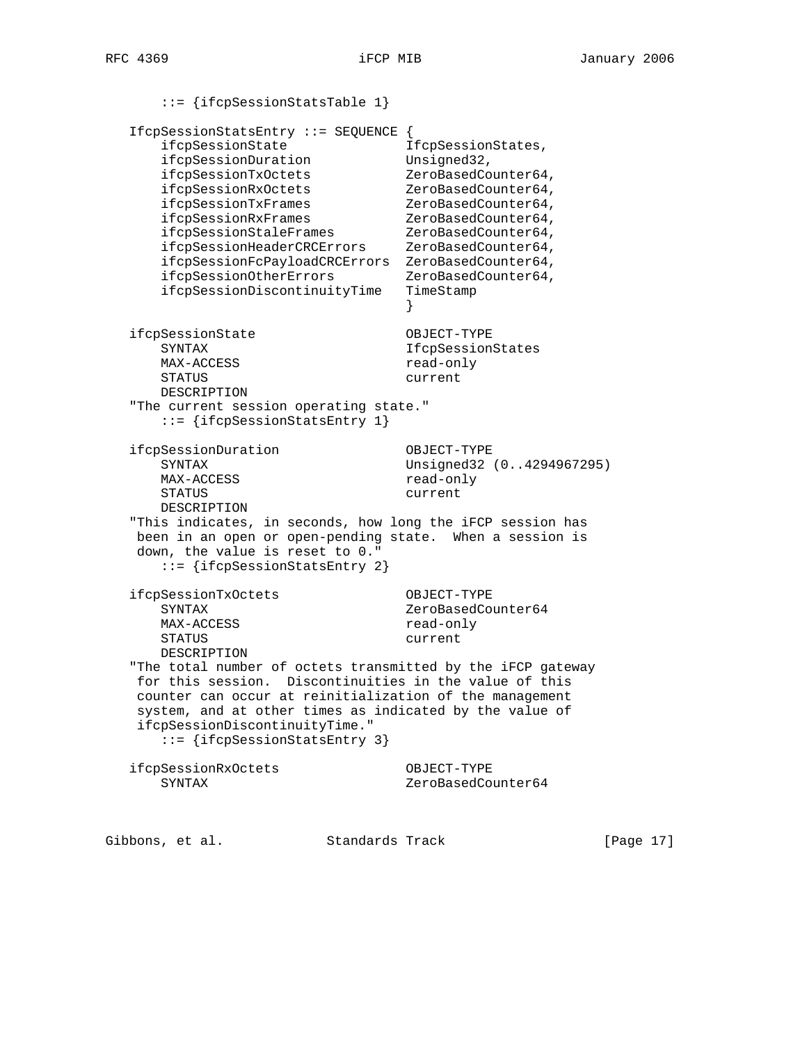```
       ::= {ifcpSessionStatsTable 1}

   IfcpSessionStatsEntry ::= SEQUENCE {
       ifcpSessionState              IfcpSessionStates,
       ifcpSessionDuration           Unsigned32,
       ifcpSessionTxOctets           ZeroBasedCounter64,
       ifcpSessionRxOctets           ZeroBasedCounter64,
       ifcpSessionTxFrames           ZeroBasedCounter64,
       ifcpSessionRxFrames           ZeroBasedCounter64,
       ifcpSessionStaleFrames        ZeroBasedCounter64,
       ifcpSessionHeaderCRCErrors    ZeroBasedCounter64,
       ifcpSessionFcPayloadCRCErrors ZeroBasedCounter64,
       ifcpSessionOtherErrors        ZeroBasedCounter64,
       ifcpSessionDiscontinuityTime  TimeStamp
                                     }

   ifcpSessionState                  OBJECT-TYPE
       SYNTAX                        IfcpSessionStates
       MAX-ACCESS                    read-only
       STATUS                        current
       DESCRIPTION
   "The current session operating state."
       ::= {ifcpSessionStatsEntry 1}

   ifcpSessionDuration               OBJECT-TYPE
       SYNTAX                        Unsigned32 (0..4294967295)
       MAX-ACCESS                    read-only
       STATUS                        current
       DESCRIPTION
   "This indicates, in seconds, how long the iFCP session has
    been in an open or open-pending state.  When a session is
    down, the value is reset to 0."
       ::= {ifcpSessionStatsEntry 2}

   ifcpSessionTxOctets               OBJECT-TYPE
       SYNTAX                        ZeroBasedCounter64
       MAX-ACCESS                    read-only
       STATUS                        current
       DESCRIPTION
   "The total number of octets transmitted by the iFCP gateway
    for this session.  Discontinuities in the value of this
    counter can occur at reinitialization of the management
    system, and at other times as indicated by the value of
    ifcpSessionDiscontinuityTime."
       ::= {ifcpSessionStatsEntry 3}

   ifcpSessionRxOctets               OBJECT-TYPE
       SYNTAX                        ZeroBasedCounter64
```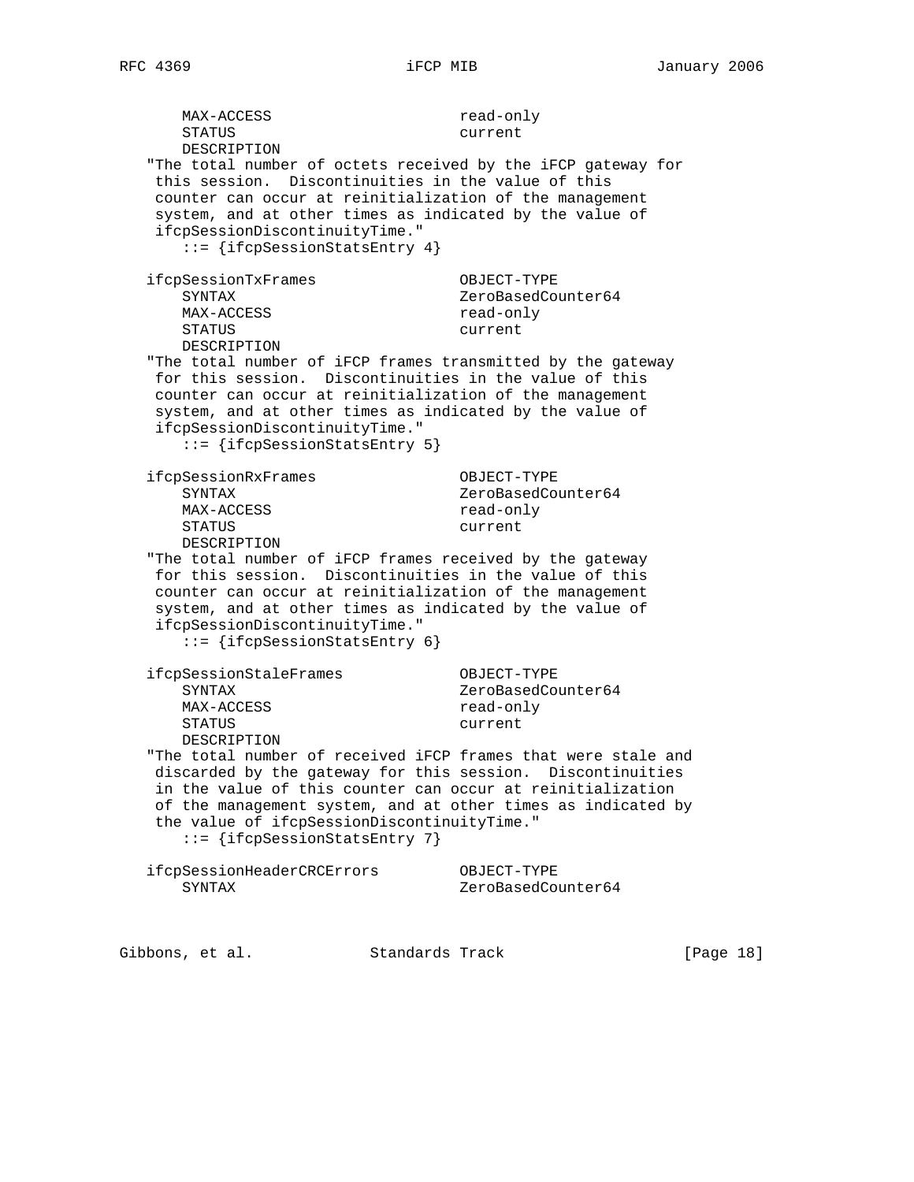```
      MAX-ACCESS                  read-only
      STATUS                      current
      DESCRIPTION
   "The total number of octets received by the iFCP gateway for
    this session.  Discontinuities in the value of this
    counter can occur at reinitialization of the management
    system, and at other times as indicated by the value of
    ifcpSessionDiscontinuityTime."
       ::= {ifcpSessionStatsEntry 4}

   ifcpSessionTxFrames             OBJECT-TYPE
      SYNTAX                      ZeroBasedCounter64
      MAX-ACCESS                  read-only
      STATUS                      current
      DESCRIPTION
   "The total number of iFCP frames transmitted by the gateway
    for this session.  Discontinuities in the value of this
    counter can occur at reinitialization of the management
    system, and at other times as indicated by the value of
    ifcpSessionDiscontinuityTime."
       ::= {ifcpSessionStatsEntry 5}

   ifcpSessionRxFrames             OBJECT-TYPE
      SYNTAX                      ZeroBasedCounter64
      MAX-ACCESS                  read-only
      STATUS                      current
      DESCRIPTION
   "The total number of iFCP frames received by the gateway
    for this session.  Discontinuities in the value of this
    counter can occur at reinitialization of the management
    system, and at other times as indicated by the value of
    ifcpSessionDiscontinuityTime."
       ::= {ifcpSessionStatsEntry 6}

   ifcpSessionStaleFrames          OBJECT-TYPE
      SYNTAX                      ZeroBasedCounter64
      MAX-ACCESS                  read-only
      STATUS                      current
      DESCRIPTION
   "The total number of received iFCP frames that were stale and
    discarded by the gateway for this session.  Discontinuities
    in the value of this counter can occur at reinitialization
    of the management system, and at other times as indicated by
    the value of ifcpSessionDiscontinuityTime."
       ::= {ifcpSessionStatsEntry 7}

   ifcpSessionHeaderCRCErrors      OBJECT-TYPE
      SYNTAX                      ZeroBasedCounter64
```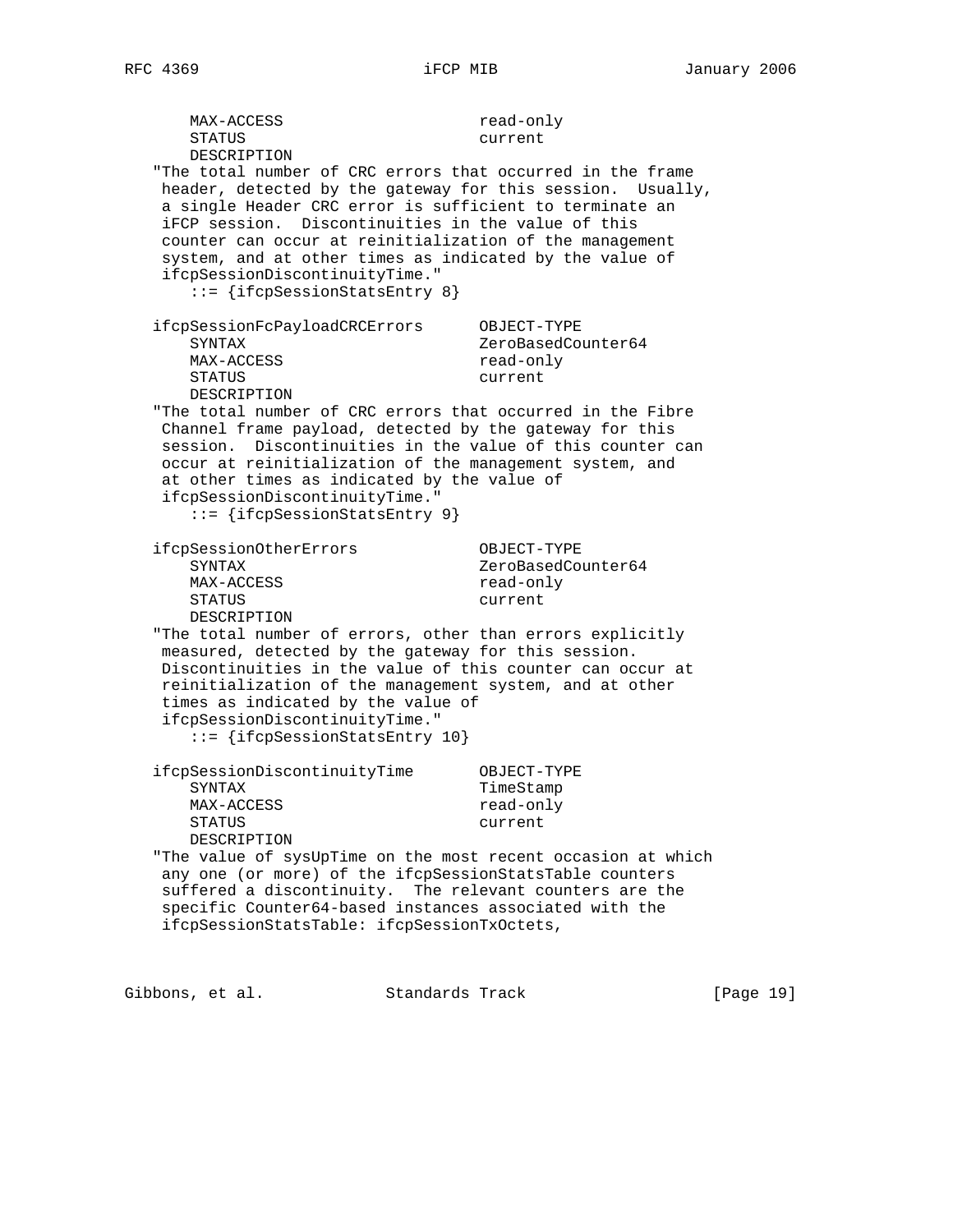```
      MAX-ACCESS                     read-only
      STATUS                         current
      DESCRIPTION
   "The total number of CRC errors that occurred in the frame
    header, detected by the gateway for this session.  Usually,
    a single Header CRC error is sufficient to terminate an
    iFCP session.  Discontinuities in the value of this
    counter can occur at reinitialization of the management
    system, and at other times as indicated by the value of
    ifcpSessionDiscontinuityTime."
      ::= {ifcpSessionStatsEntry 8}

   ifcpSessionFcPayloadCRCErrors      OBJECT-TYPE
      SYNTAX                         ZeroBasedCounter64
      MAX-ACCESS                     read-only
      STATUS                         current
      DESCRIPTION
   "The total number of CRC errors that occurred in the Fibre
    Channel frame payload, detected by the gateway for this
    session.  Discontinuities in the value of this counter can
    occur at reinitialization of the management system, and
    at other times as indicated by the value of
    ifcpSessionDiscontinuityTime."
      ::= {ifcpSessionStatsEntry 9}

   ifcpSessionOtherErrors             OBJECT-TYPE
      SYNTAX                         ZeroBasedCounter64
      MAX-ACCESS                     read-only
      STATUS                         current
      DESCRIPTION
   "The total number of errors, other than errors explicitly
    measured, detected by the gateway for this session.
    Discontinuities in the value of this counter can occur at
    reinitialization of the management system, and at other
    times as indicated by the value of
    ifcpSessionDiscontinuityTime."
      ::= {ifcpSessionStatsEntry 10}

   ifcpSessionDiscontinuityTime       OBJECT-TYPE
      SYNTAX                         TimeStamp
      MAX-ACCESS                     read-only
      STATUS                         current
      DESCRIPTION
   "The value of sysUpTime on the most recent occasion at which
    any one (or more) of the ifcpSessionStatsTable counters
    suffered a discontinuity.  The relevant counters are the
    specific Counter64-based instances associated with the
    ifcpSessionStatsTable: ifcpSessionTxOctets,
```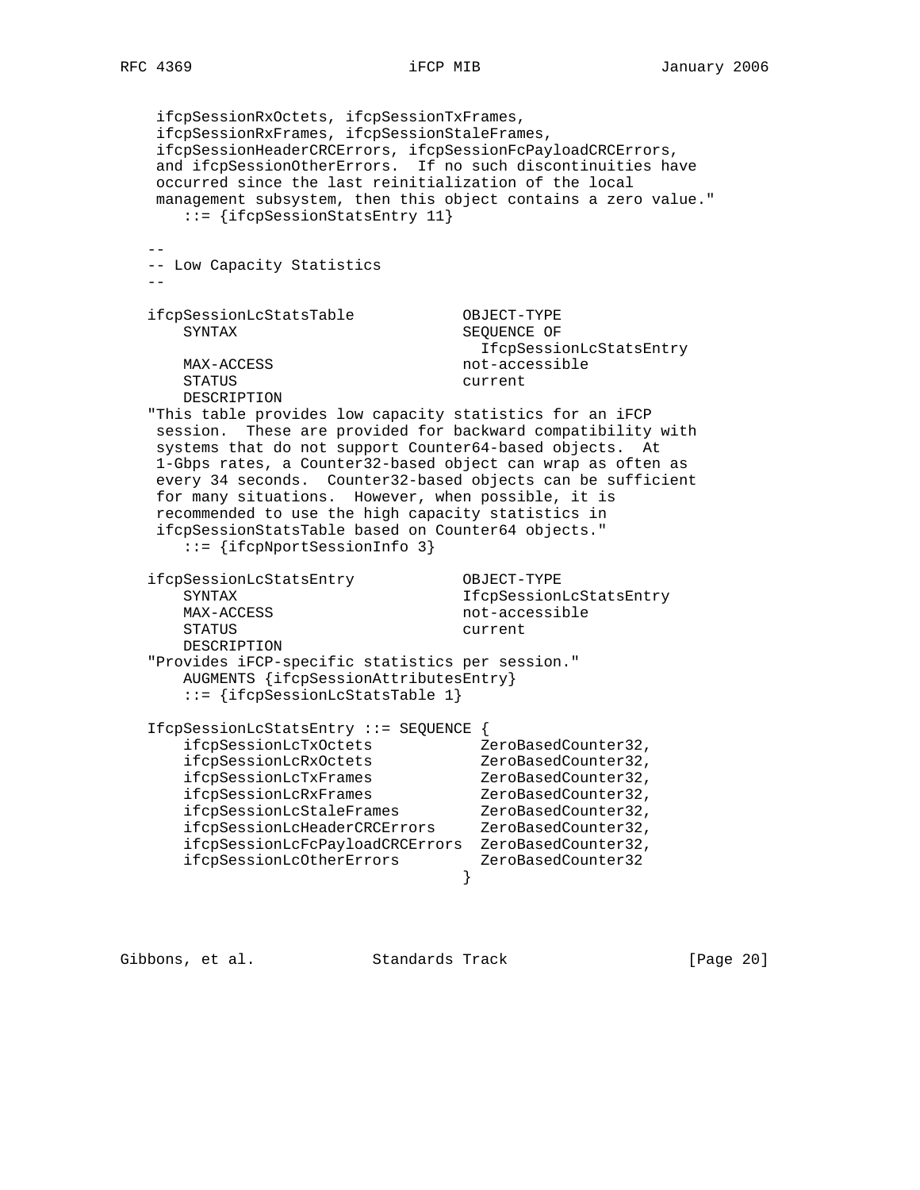```
     ifcpSessionRxOctets, ifcpSessionTxFrames,
     ifcpSessionRxFrames, ifcpSessionStaleFrames,
     ifcpSessionHeaderCRCErrors, ifcpSessionFcPayloadCRCErrors,
     and ifcpSessionOtherErrors.  If no such discontinuities have
     occurred since the last reinitialization of the local
     management subsystem, then this object contains a zero value."
        ::= {ifcpSessionStatsEntry 11}

   --
   -- Low Capacity Statistics
   --

   ifcpSessionLcStatsTable            OBJECT-TYPE
       SYNTAX                         SEQUENCE OF
                                        IfcpSessionLcStatsEntry
       MAX-ACCESS                     not-accessible
       STATUS                         current
       DESCRIPTION
   "This table provides low capacity statistics for an iFCP
    session.  These are provided for backward compatibility with
    systems that do not support Counter64-based objects.  At
    1-Gbps rates, a Counter32-based object can wrap as often as
    every 34 seconds.  Counter32-based objects can be sufficient
    for many situations.  However, when possible, it is
    recommended to use the high capacity statistics in
    ifcpSessionStatsTable based on Counter64 objects."
       ::= {ifcpNportSessionInfo 3}

   ifcpSessionLcStatsEntry            OBJECT-TYPE
       SYNTAX                         IfcpSessionLcStatsEntry
       MAX-ACCESS                     not-accessible
       STATUS                         current
       DESCRIPTION
   "Provides iFCP-specific statistics per session."
       AUGMENTS {ifcpSessionAttributesEntry}
       ::= {ifcpSessionLcStatsTable 1}

   IfcpSessionLcStatsEntry ::= SEQUENCE {
       ifcpSessionLcTxOctets           ZeroBasedCounter32,
       ifcpSessionLcRxOctets           ZeroBasedCounter32,
       ifcpSessionLcTxFrames           ZeroBasedCounter32,
       ifcpSessionLcRxFrames           ZeroBasedCounter32,
       ifcpSessionLcStaleFrames        ZeroBasedCounter32,
       ifcpSessionLcHeaderCRCErrors    ZeroBasedCounter32,
       ifcpSessionLcFcPayloadCRCErrors ZeroBasedCounter32,
       ifcpSessionLcOtherErrors        ZeroBasedCounter32
                                      }
```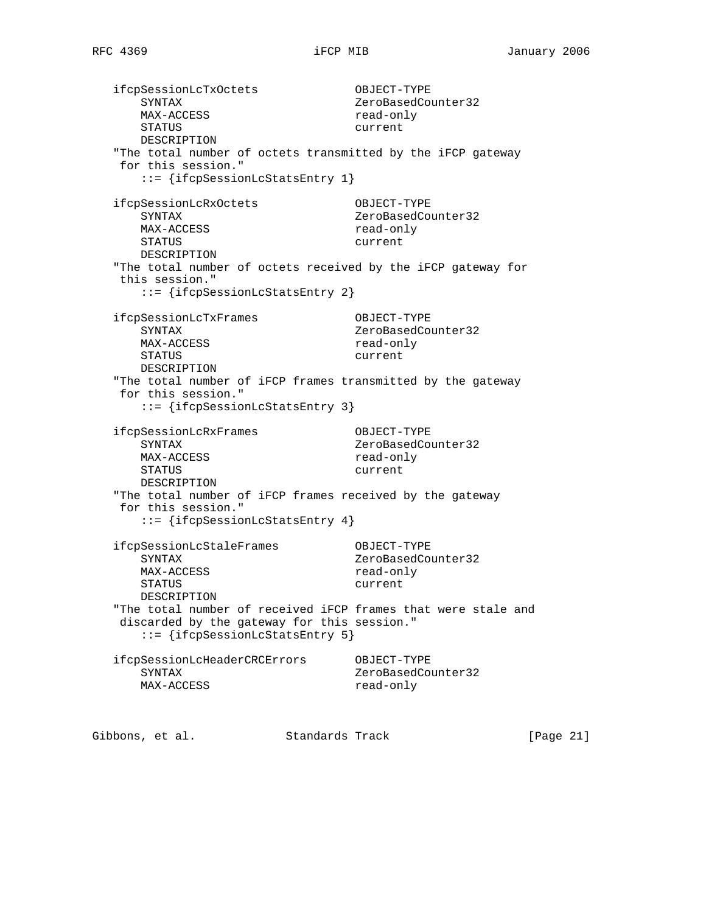```
   ifcpSessionLcTxOctets              OBJECT-TYPE
       SYNTAX                         ZeroBasedCounter32
       MAX-ACCESS                     read-only
       STATUS                         current
       DESCRIPTION
   "The total number of octets transmitted by the iFCP gateway
    for this session."
       ::= {ifcpSessionLcStatsEntry 1}

   ifcpSessionLcRxOctets              OBJECT-TYPE
       SYNTAX                         ZeroBasedCounter32
       MAX-ACCESS                     read-only
       STATUS                         current
       DESCRIPTION
   "The total number of octets received by the iFCP gateway for
    this session."
       ::= {ifcpSessionLcStatsEntry 2}

   ifcpSessionLcTxFrames              OBJECT-TYPE
       SYNTAX                         ZeroBasedCounter32
       MAX-ACCESS                     read-only
       STATUS                         current
       DESCRIPTION
   "The total number of iFCP frames transmitted by the gateway
    for this session."
       ::= {ifcpSessionLcStatsEntry 3}

   ifcpSessionLcRxFrames              OBJECT-TYPE
       SYNTAX                         ZeroBasedCounter32
       MAX-ACCESS                     read-only
       STATUS                         current
       DESCRIPTION
   "The total number of iFCP frames received by the gateway
    for this session."
       ::= {ifcpSessionLcStatsEntry 4}

   ifcpSessionLcStaleFrames           OBJECT-TYPE
       SYNTAX                         ZeroBasedCounter32
       MAX-ACCESS                     read-only
       STATUS                         current
       DESCRIPTION
   "The total number of received iFCP frames that were stale and
    discarded by the gateway for this session."
       ::= {ifcpSessionLcStatsEntry 5}

   ifcpSessionLcHeaderCRCErrors       OBJECT-TYPE
       SYNTAX                         ZeroBasedCounter32
       MAX-ACCESS                     read-only
```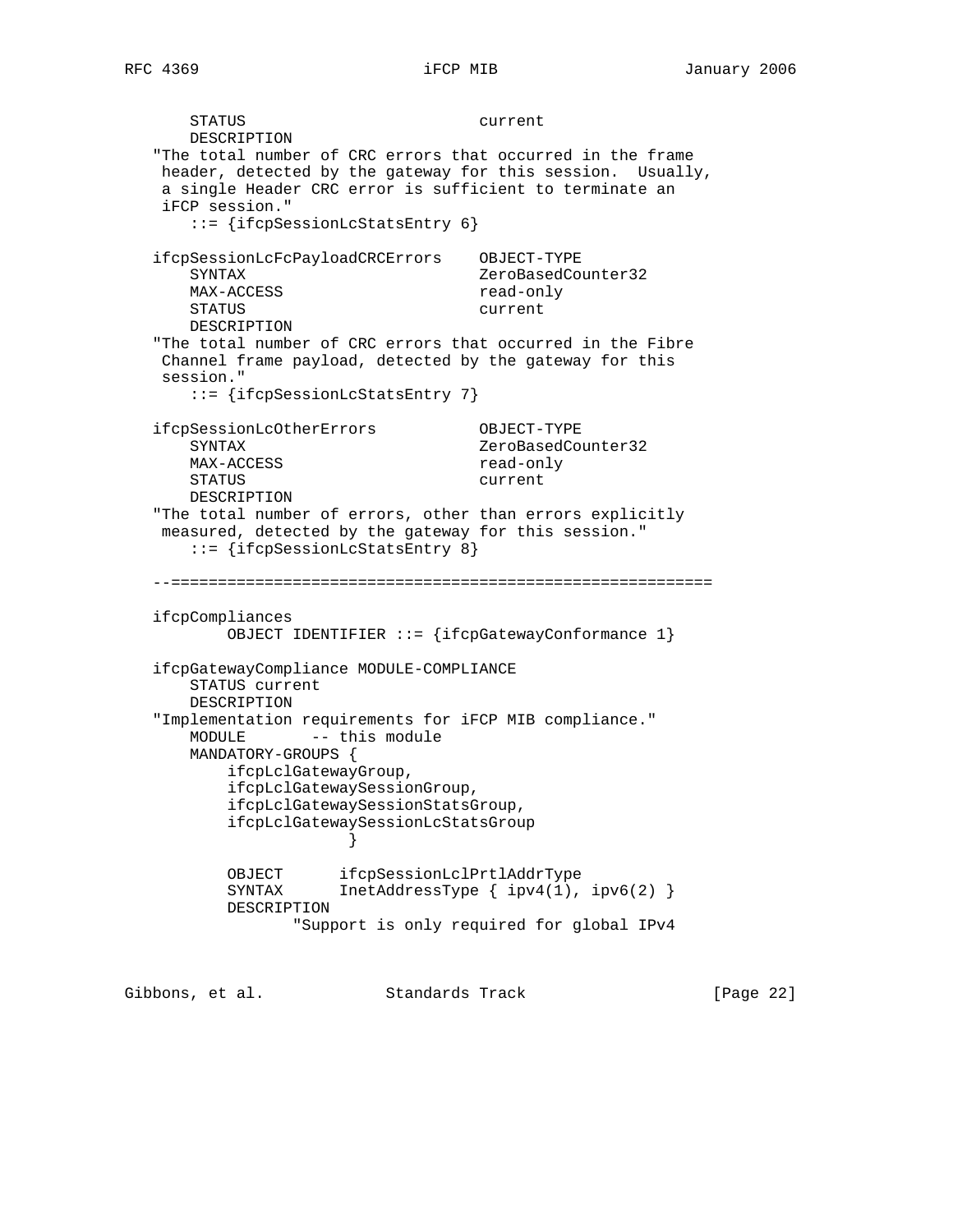```
      STATUS                         current
      DESCRIPTION
   "The total number of CRC errors that occurred in the frame
    header, detected by the gateway for this session.  Usually,
    a single Header CRC error is sufficient to terminate an
    iFCP session."
      ::= {ifcpSessionLcStatsEntry 6}

   ifcpSessionLcFcPayloadCRCErrors    OBJECT-TYPE
      SYNTAX                         ZeroBasedCounter32
      MAX-ACCESS                     read-only
      STATUS                         current
      DESCRIPTION
   "The total number of CRC errors that occurred in the Fibre
    Channel frame payload, detected by the gateway for this
    session."
      ::= {ifcpSessionLcStatsEntry 7}

   ifcpSessionLcOtherErrors           OBJECT-TYPE
      SYNTAX                         ZeroBasedCounter32
      MAX-ACCESS                     read-only
      STATUS                         current
      DESCRIPTION
   "The total number of errors, other than errors explicitly
    measured, detected by the gateway for this session."
      ::= {ifcpSessionLcStatsEntry 8}

   --==========================================================

   ifcpCompliances
           OBJECT IDENTIFIER ::= {ifcpGatewayConformance 1}

   ifcpGatewayCompliance MODULE-COMPLIANCE
      STATUS current
      DESCRIPTION
   "Implementation requirements for iFCP MIB compliance."
      MODULE       -- this module
      MANDATORY-GROUPS {
          ifcpLclGatewayGroup,
          ifcpLclGatewaySessionGroup,
          ifcpLclGatewaySessionStatsGroup,
          ifcpLclGatewaySessionLcStatsGroup
                       }

          OBJECT      ifcpSessionLclPrtlAddrType
          SYNTAX      InetAddressType { ipv4(1), ipv6(2) }
          DESCRIPTION
                 "Support is only required for global IPv4
```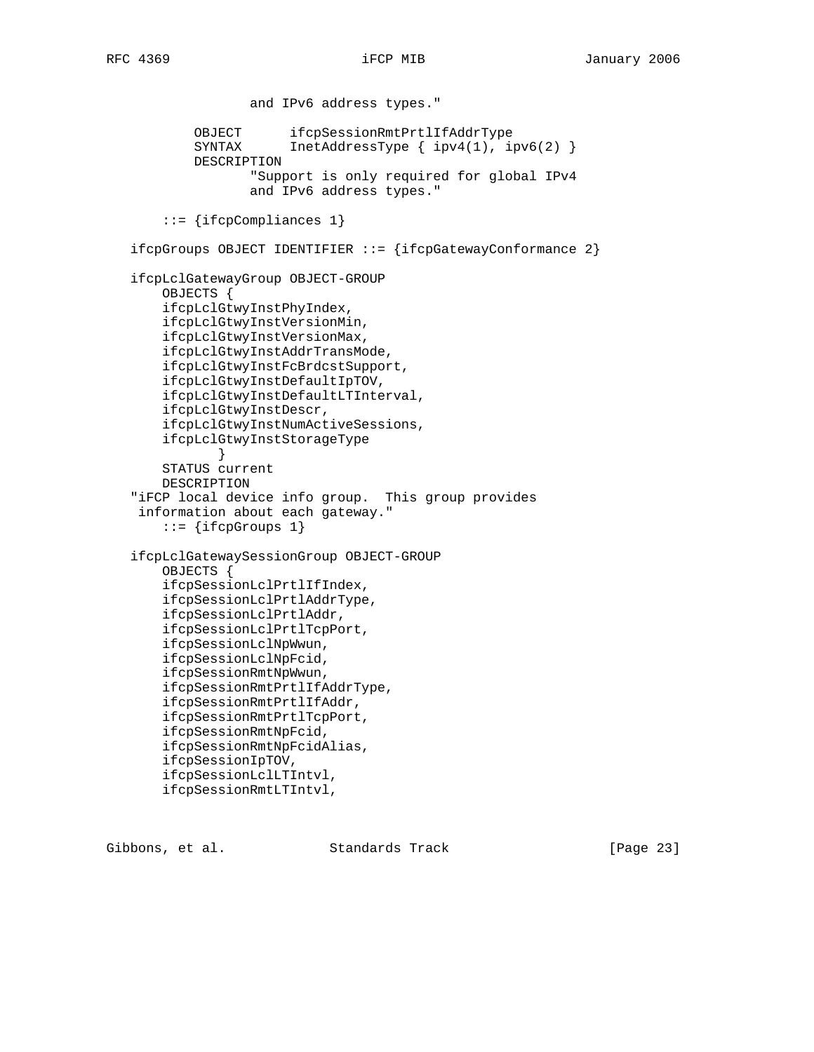```
                 and IPv6 address types."

          OBJECT      ifcpSessionRmtPrtlIfAddrType
          SYNTAX      InetAddressType { ipv4(1), ipv6(2) }
          DESCRIPTION
                 "Support is only required for global IPv4
                 and IPv6 address types."

       ::= {ifcpCompliances 1}

   ifcpGroups OBJECT IDENTIFIER ::= {ifcpGatewayConformance 2}

   ifcpLclGatewayGroup OBJECT-GROUP
       OBJECTS {
       ifcpLclGtwyInstPhyIndex,
       ifcpLclGtwyInstVersionMin,
       ifcpLclGtwyInstVersionMax,
       ifcpLclGtwyInstAddrTransMode,
       ifcpLclGtwyInstFcBrdcstSupport,
       ifcpLclGtwyInstDefaultIpTOV,
       ifcpLclGtwyInstDefaultLTInterval,
       ifcpLclGtwyInstDescr,
       ifcpLclGtwyInstNumActiveSessions,
       ifcpLclGtwyInstStorageType
             }
       STATUS current
       DESCRIPTION
   "iFCP local device info group.  This group provides
    information about each gateway."
       ::= {ifcpGroups 1}

   ifcpLclGatewaySessionGroup OBJECT-GROUP
       OBJECTS {
       ifcpSessionLclPrtlIfIndex,
       ifcpSessionLclPrtlAddrType,
       ifcpSessionLclPrtlAddr,
       ifcpSessionLclPrtlTcpPort,
       ifcpSessionLclNpWwun,
       ifcpSessionLclNpFcid,
       ifcpSessionRmtNpWwun,
       ifcpSessionRmtPrtlIfAddrType,
       ifcpSessionRmtPrtlIfAddr,
       ifcpSessionRmtPrtlTcpPort,
       ifcpSessionRmtNpFcid,
       ifcpSessionRmtNpFcidAlias,
       ifcpSessionIpTOV,
       ifcpSessionLclLTIntvl,
       ifcpSessionRmtLTIntvl,
```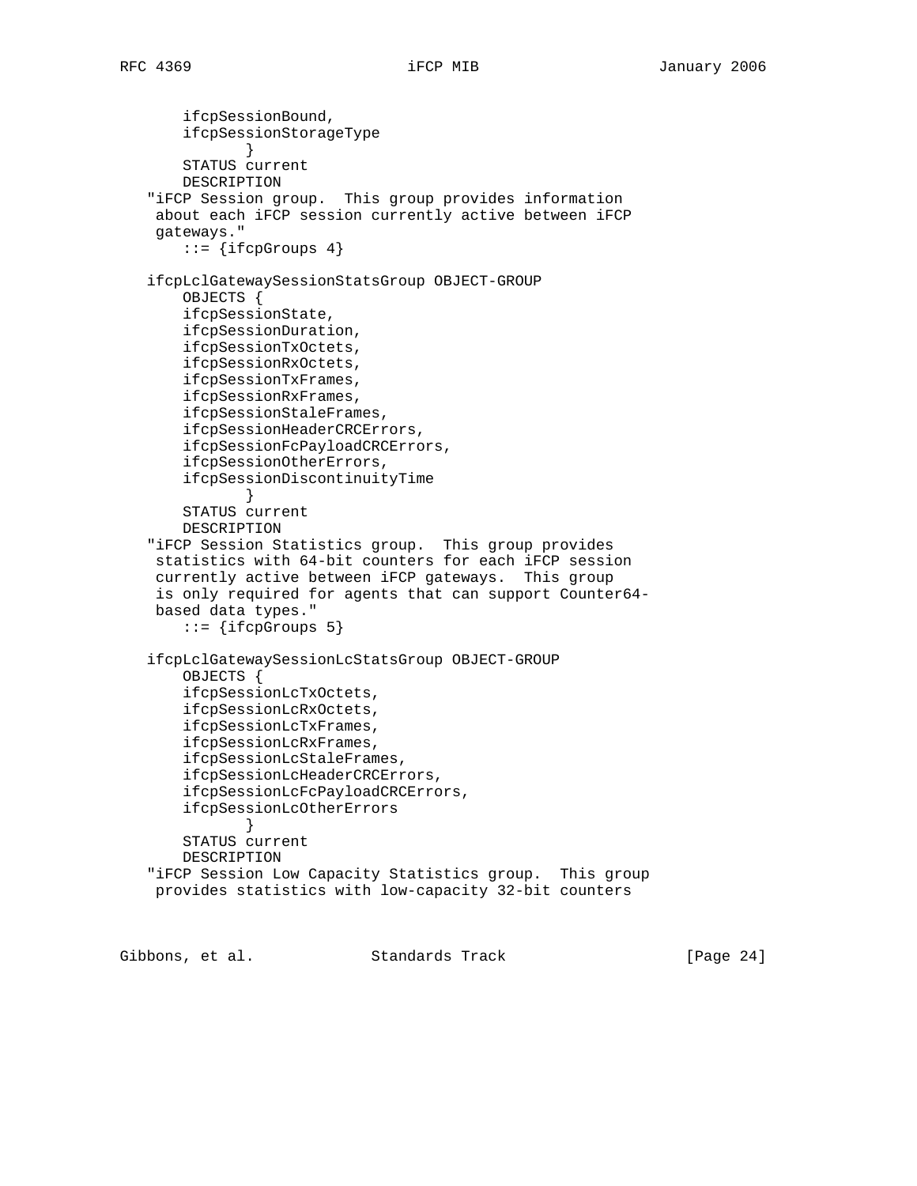```
        ifcpSessionBound,
        ifcpSessionStorageType
               }
        STATUS current
        DESCRIPTION
    "iFCP Session group.  This group provides information
     about each iFCP session currently active between iFCP
     gateways."
        ::= {ifcpGroups 4}

    ifcpLclGatewaySessionStatsGroup OBJECT-GROUP
        OBJECTS {
        ifcpSessionState,
        ifcpSessionDuration,
        ifcpSessionTxOctets,
        ifcpSessionRxOctets,
        ifcpSessionTxFrames,
        ifcpSessionRxFrames,
        ifcpSessionStaleFrames,
        ifcpSessionHeaderCRCErrors,
        ifcpSessionFcPayloadCRCErrors,
        ifcpSessionOtherErrors,
        ifcpSessionDiscontinuityTime
               }
        STATUS current
        DESCRIPTION
    "iFCP Session Statistics group.  This group provides
     statistics with 64-bit counters for each iFCP session
     currently active between iFCP gateways.  This group
     is only required for agents that can support Counter64-
     based data types."
        ::= {ifcpGroups 5}

    ifcpLclGatewaySessionLcStatsGroup OBJECT-GROUP
        OBJECTS {
        ifcpSessionLcTxOctets,
        ifcpSessionLcRxOctets,
        ifcpSessionLcTxFrames,
        ifcpSessionLcRxFrames,
        ifcpSessionLcStaleFrames,
        ifcpSessionLcHeaderCRCErrors,
        ifcpSessionLcFcPayloadCRCErrors,
        ifcpSessionLcOtherErrors
               }
        STATUS current
        DESCRIPTION
    "iFCP Session Low Capacity Statistics group.  This group
     provides statistics with low-capacity 32-bit counters
```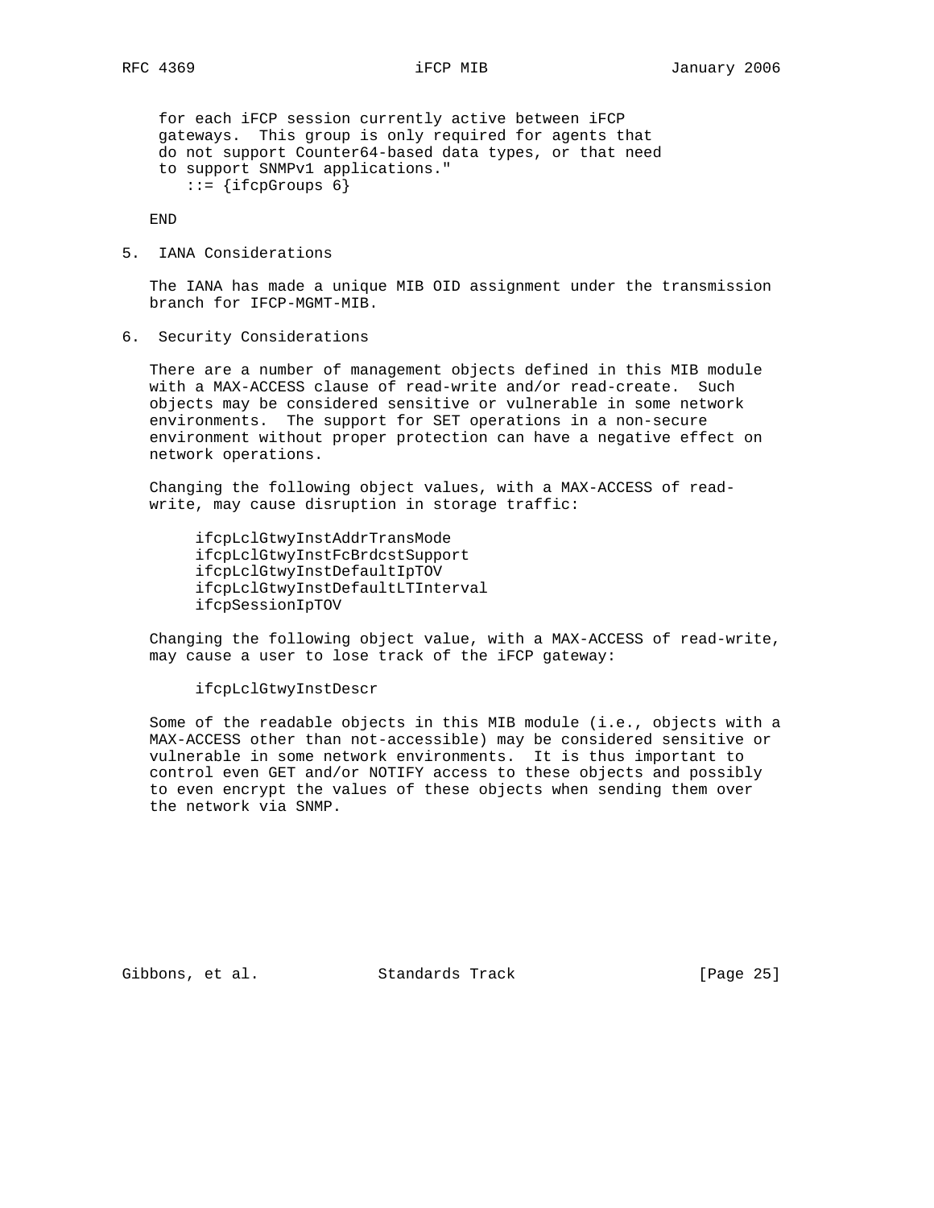```
     for each iFCP session currently active between iFCP
     gateways.  This group is only required for agents that
     do not support Counter64-based data types, or that need
     to support SNMPv1 applications."
        ::= {ifcpGroups 6}

   END
```

## 5. IANA Considerations

The IANA has made a unique MIB OID assignment under the transmission branch for IFCP-MGMT-MIB.

## 6. Security Considerations

There are a number of management objects defined in this MIB module with a MAX-ACCESS clause of read-write and/or read-create. Such objects may be considered sensitive or vulnerable in some network environments. The support for SET operations in a non-secure environment without proper protection can have a negative effect on network operations.

Changing the following object values, with a MAX-ACCESS of read-write, may cause disruption in storage traffic:

```
ifcpLclGtwyInstAddrTransMode
ifcpLclGtwyInstFcBrdcstSupport
ifcpLclGtwyInstDefaultIpTOV
ifcpLclGtwyInstDefaultLTInterval
ifcpSessionIpTOV
```

Changing the following object value, with a MAX-ACCESS of read-write, may cause a user to lose track of the iFCP gateway:

```
ifcpLclGtwyInstDescr
```

Some of the readable objects in this MIB module (i.e., objects with a MAX-ACCESS other than not-accessible) may be considered sensitive or vulnerable in some network environments. It is thus important to control even GET and/or NOTIFY access to these objects and possibly to even encrypt the values of these objects when sending them over the network via SNMP.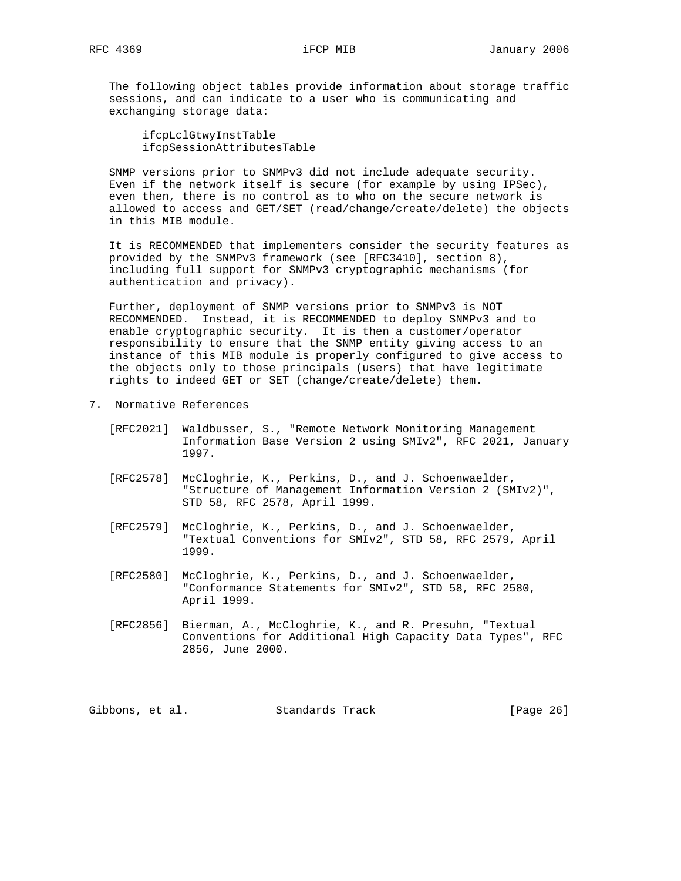The following object tables provide information about storage traffic sessions, and can indicate to a user who is communicating and exchanging storage data:

ifcpLclGtwyInstTable
ifcpSessionAttributesTable

SNMP versions prior to SNMPv3 did not include adequate security. Even if the network itself is secure (for example by using IPSec), even then, there is no control as to who on the secure network is allowed to access and GET/SET (read/change/create/delete) the objects in this MIB module.

It is RECOMMENDED that implementers consider the security features as provided by the SNMPv3 framework (see [RFC3410], section 8), including full support for SNMPv3 cryptographic mechanisms (for authentication and privacy).

Further, deployment of SNMP versions prior to SNMPv3 is NOT RECOMMENDED. Instead, it is RECOMMENDED to deploy SNMPv3 and to enable cryptographic security. It is then a customer/operator responsibility to ensure that the SNMP entity giving access to an instance of this MIB module is properly configured to give access to the objects only to those principals (users) that have legitimate rights to indeed GET or SET (change/create/delete) them.

## 7. Normative References

[RFC2021] Waldbusser, S., "Remote Network Monitoring Management Information Base Version 2 using SMIv2", RFC 2021, January 1997.

[RFC2578] McCloghrie, K., Perkins, D., and J. Schoenwaelder, "Structure of Management Information Version 2 (SMIv2)", STD 58, RFC 2578, April 1999.

[RFC2579] McCloghrie, K., Perkins, D., and J. Schoenwaelder, "Textual Conventions for SMIv2", STD 58, RFC 2579, April 1999.

[RFC2580] McCloghrie, K., Perkins, D., and J. Schoenwaelder, "Conformance Statements for SMIv2", STD 58, RFC 2580, April 1999.

[RFC2856] Bierman, A., McCloghrie, K., and R. Presuhn, "Textual Conventions for Additional High Capacity Data Types", RFC 2856, June 2000.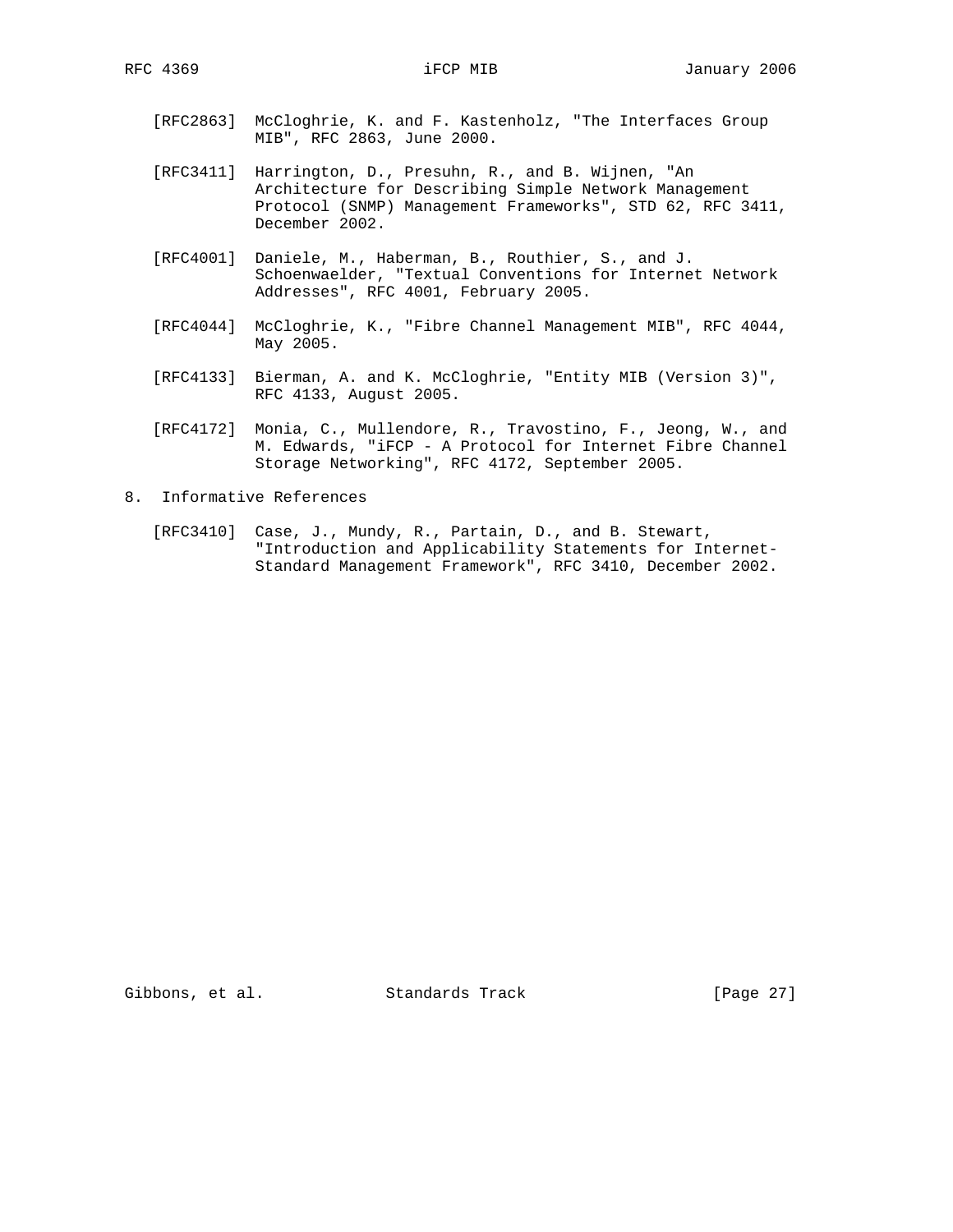[RFC2863] McCloghrie, K. and F. Kastenholz, "The Interfaces Group MIB", RFC 2863, June 2000.

[RFC3411] Harrington, D., Presuhn, R., and B. Wijnen, "An Architecture for Describing Simple Network Management Protocol (SNMP) Management Frameworks", STD 62, RFC 3411, December 2002.

[RFC4001] Daniele, M., Haberman, B., Routhier, S., and J. Schoenwaelder, "Textual Conventions for Internet Network Addresses", RFC 4001, February 2005.

[RFC4044] McCloghrie, K., "Fibre Channel Management MIB", RFC 4044, May 2005.

[RFC4133] Bierman, A. and K. McCloghrie, "Entity MIB (Version 3)", RFC 4133, August 2005.

[RFC4172] Monia, C., Mullendore, R., Travostino, F., Jeong, W., and M. Edwards, "iFCP - A Protocol for Internet Fibre Channel Storage Networking", RFC 4172, September 2005.

## 8. Informative References

[RFC3410] Case, J., Mundy, R., Partain, D., and B. Stewart, "Introduction and Applicability Statements for Internet-Standard Management Framework", RFC 3410, December 2002.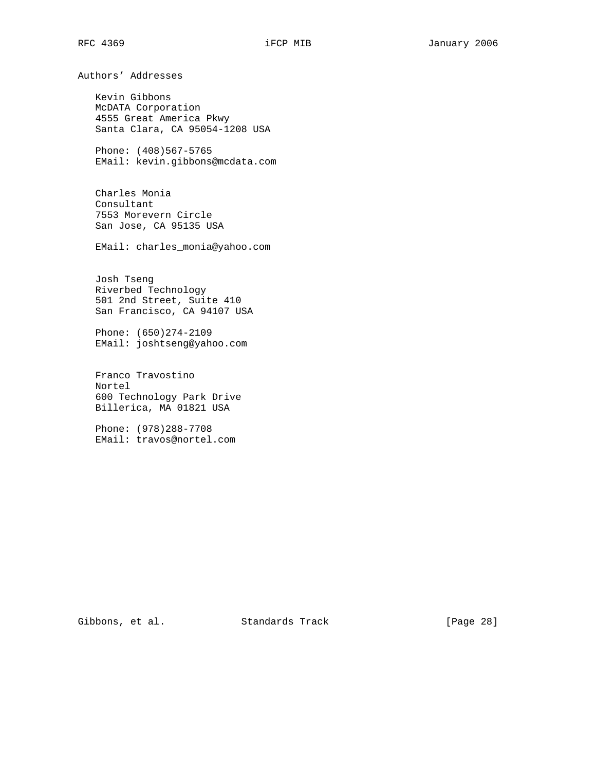## Authors' Addresses

Kevin Gibbons  
McDATA Corporation  
4555 Great America Pkwy  
Santa Clara, CA 95054-1208 USA

Phone: (408)567-5765  
EMail: kevin.gibbons@mcdata.com

Charles Monia  
Consultant  
7553 Morevern Circle  
San Jose, CA 95135 USA

EMail: charles_monia@yahoo.com

Josh Tseng  
Riverbed Technology  
501 2nd Street, Suite 410  
San Francisco, CA 94107 USA

Phone: (650)274-2109  
EMail: joshtseng@yahoo.com

Franco Travostino  
Nortel  
600 Technology Park Drive  
Billerica, MA 01821 USA

Phone: (978)288-7708  
EMail: travos@nortel.com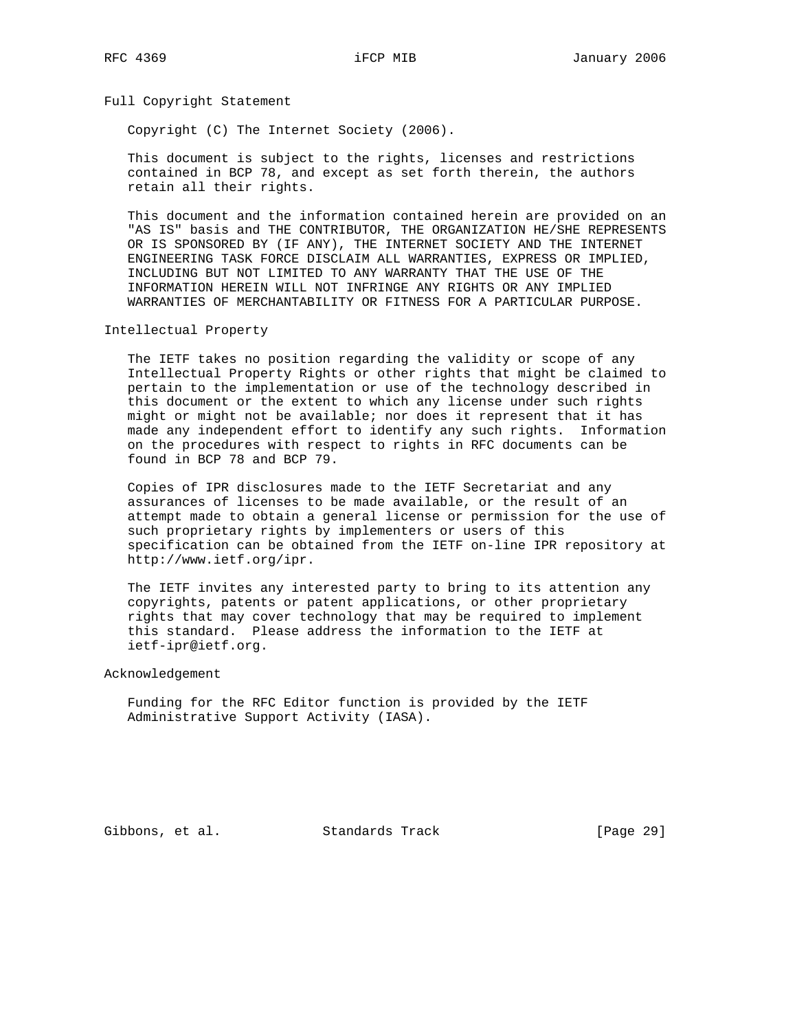## Full Copyright Statement

Copyright (C) The Internet Society (2006).

This document is subject to the rights, licenses and restrictions contained in BCP 78, and except as set forth therein, the authors retain all their rights.

This document and the information contained herein are provided on an "AS IS" basis and THE CONTRIBUTOR, THE ORGANIZATION HE/SHE REPRESENTS OR IS SPONSORED BY (IF ANY), THE INTERNET SOCIETY AND THE INTERNET ENGINEERING TASK FORCE DISCLAIM ALL WARRANTIES, EXPRESS OR IMPLIED, INCLUDING BUT NOT LIMITED TO ANY WARRANTY THAT THE USE OF THE INFORMATION HEREIN WILL NOT INFRINGE ANY RIGHTS OR ANY IMPLIED WARRANTIES OF MERCHANTABILITY OR FITNESS FOR A PARTICULAR PURPOSE.

## Intellectual Property

The IETF takes no position regarding the validity or scope of any Intellectual Property Rights or other rights that might be claimed to pertain to the implementation or use of the technology described in this document or the extent to which any license under such rights might or might not be available; nor does it represent that it has made any independent effort to identify any such rights. Information on the procedures with respect to rights in RFC documents can be found in BCP 78 and BCP 79.

Copies of IPR disclosures made to the IETF Secretariat and any assurances of licenses to be made available, or the result of an attempt made to obtain a general license or permission for the use of such proprietary rights by implementers or users of this specification can be obtained from the IETF on-line IPR repository at http://www.ietf.org/ipr.

The IETF invites any interested party to bring to its attention any copyrights, patents or patent applications, or other proprietary rights that may cover technology that may be required to implement this standard. Please address the information to the IETF at ietf-ipr@ietf.org.

## Acknowledgement

Funding for the RFC Editor function is provided by the IETF Administrative Support Activity (IASA).